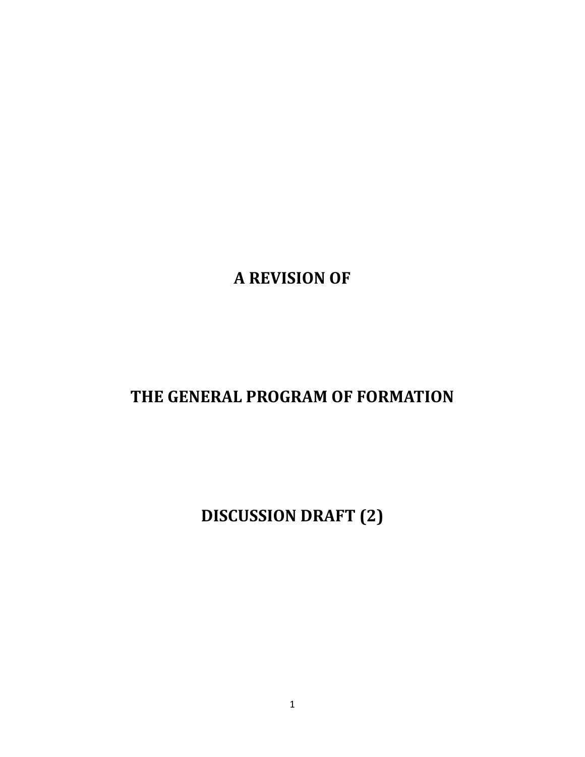# A REVISION OF

# THE GENERAL PROGRAM OF FORMATION

## DISCUSSION DRAFT (2)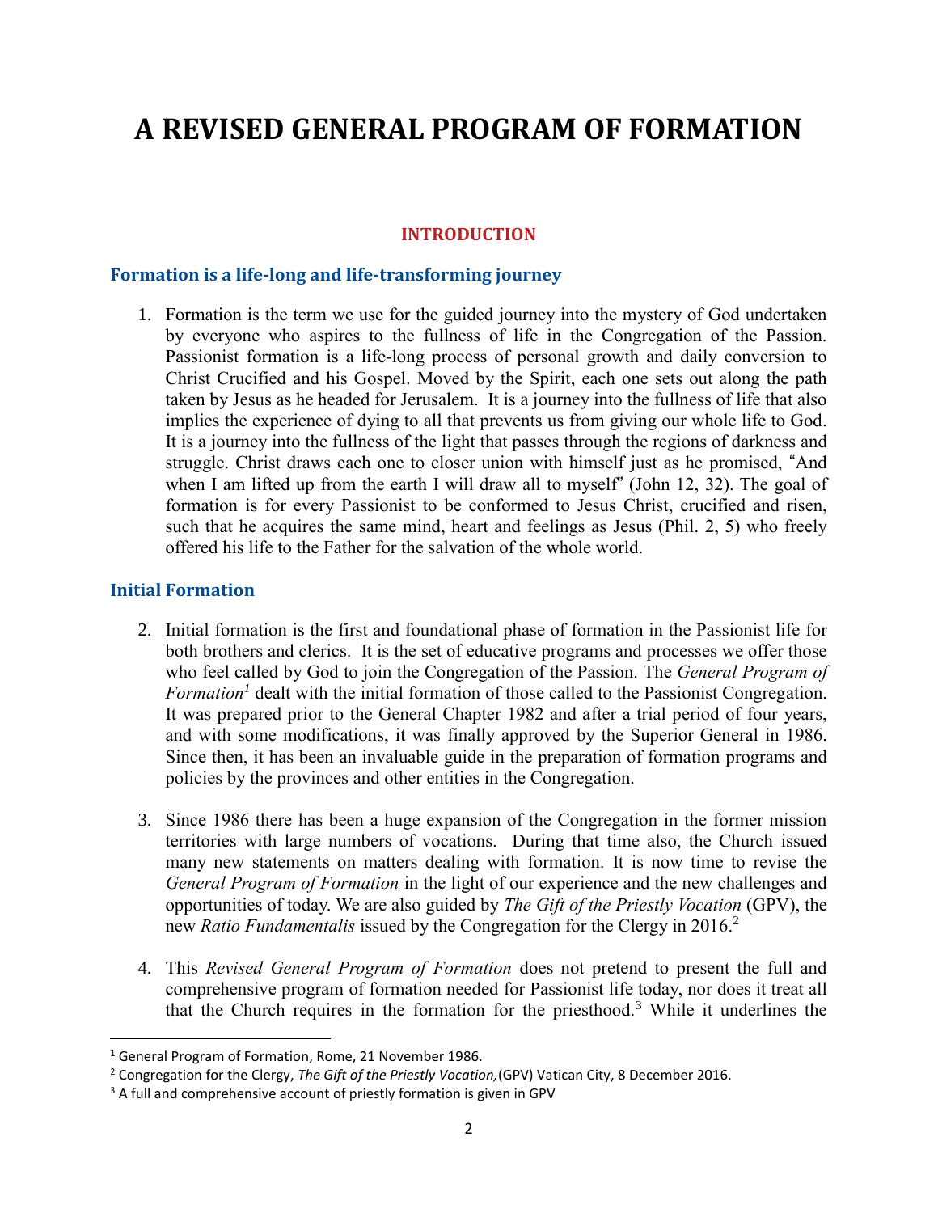# A REVISED GENERAL PROGRAM OF FORMATION

## INTRODUCTION

### Formation is a life-long and life-transforming journey

1. Formation is the term we use for the guided journey into the mystery of God undertaken by everyone who aspires to the fullness of life in the Congregation of the Passion. Passionist formation is a life-long process of personal growth and daily conversion to Christ Crucified and his Gospel. Moved by the Spirit, each one sets out along the path taken by Jesus as he headed for Jerusalem. It is a journey into the fullness of life that also implies the experience of dying to all that prevents us from giving our whole life to God. It is a journey into the fullness of the light that passes through the regions of darkness and struggle. Christ draws each one to closer union with himself just as he promised, "And when I am lifted up from the earth I will draw all to myself" (John 12, 32). The goal of formation is for every Passionist to be conformed to Jesus Christ, crucified and risen, such that he acquires the same mind, heart and feelings as Jesus (Phil. 2, 5) who freely offered his life to the Father for the salvation of the whole world.

### Initial Formation

2. Initial formation is the first and foundational phase of formation in the Passionist life for both brothers and clerics. It is the set of educative programs and processes we offer those who feel called by God to join the Congregation of the Passion. The *General Program of Formation*[1] dealt with the initial formation of those called to the Passionist Congregation. It was prepared prior to the General Chapter 1982 and after a trial period of four years, and with some modifications, it was finally approved by the Superior General in 1986. Since then, it has been an invaluable guide in the preparation of formation programs and policies by the provinces and other entities in the Congregation.

3. Since 1986 there has been a huge expansion of the Congregation in the former mission territories with large numbers of vocations. During that time also, the Church issued many new statements on matters dealing with formation. It is now time to revise the *General Program of Formation* in the light of our experience and the new challenges and opportunities of today. We are also guided by *The Gift of the Priestly Vocation* (GPV), the new *Ratio Fundamentalis* issued by the Congregation for the Clergy in 2016.[2]

4. This *Revised General Program of Formation* does not pretend to present the full and comprehensive program of formation needed for Passionist life today, nor does it treat all that the Church requires in the formation for the priesthood.[3] While it underlines the

---

[1] General Program of Formation, Rome, 21 November 1986.

[2] Congregation for the Clergy, *The Gift of the Priestly Vocation,*(GPV) Vatican City, 8 December 2016.

[3] A full and comprehensive account of priestly formation is given in GPV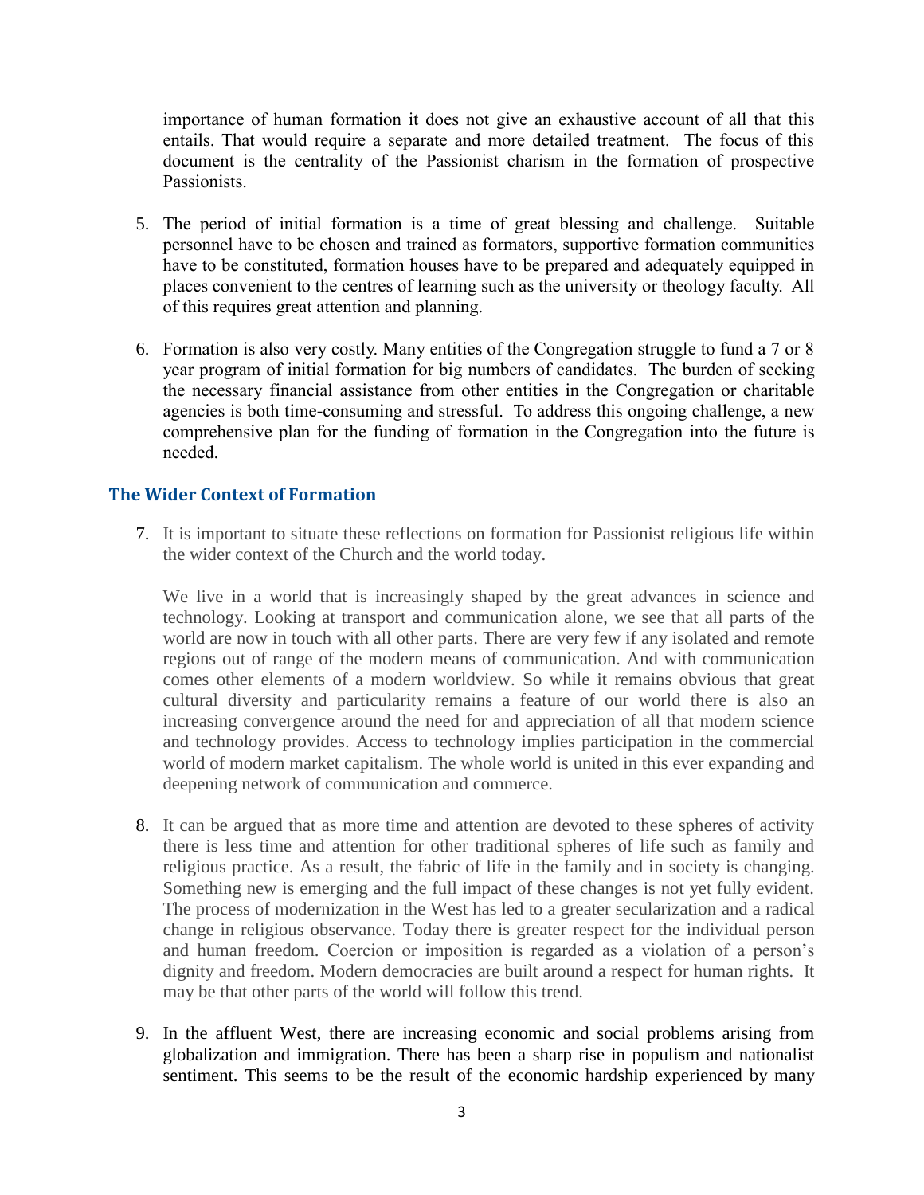importance of human formation it does not give an exhaustive account of all that this entails. That would require a separate and more detailed treatment. The focus of this document is the centrality of the Passionist charism in the formation of prospective Passionists.

5. The period of initial formation is a time of great blessing and challenge. Suitable personnel have to be chosen and trained as formators, supportive formation communities have to be constituted, formation houses have to be prepared and adequately equipped in places convenient to the centres of learning such as the university or theology faculty. All of this requires great attention and planning.

6. Formation is also very costly. Many entities of the Congregation struggle to fund a 7 or 8 year program of initial formation for big numbers of candidates. The burden of seeking the necessary financial assistance from other entities in the Congregation or charitable agencies is both time-consuming and stressful. To address this ongoing challenge, a new comprehensive plan for the funding of formation in the Congregation into the future is needed.

## The Wider Context of Formation

7. It is important to situate these reflections on formation for Passionist religious life within the wider context of the Church and the world today.

   We live in a world that is increasingly shaped by the great advances in science and technology. Looking at transport and communication alone, we see that all parts of the world are now in touch with all other parts. There are very few if any isolated and remote regions out of range of the modern means of communication. And with communication comes other elements of a modern worldview. So while it remains obvious that great cultural diversity and particularity remains a feature of our world there is also an increasing convergence around the need for and appreciation of all that modern science and technology provides. Access to technology implies participation in the commercial world of modern market capitalism. The whole world is united in this ever expanding and deepening network of communication and commerce.

8. It can be argued that as more time and attention are devoted to these spheres of activity there is less time and attention for other traditional spheres of life such as family and religious practice. As a result, the fabric of life in the family and in society is changing. Something new is emerging and the full impact of these changes is not yet fully evident. The process of modernization in the West has led to a greater secularization and a radical change in religious observance. Today there is greater respect for the individual person and human freedom. Coercion or imposition is regarded as a violation of a person's dignity and freedom. Modern democracies are built around a respect for human rights. It may be that other parts of the world will follow this trend.

9. In the affluent West, there are increasing economic and social problems arising from globalization and immigration. There has been a sharp rise in populism and nationalist sentiment. This seems to be the result of the economic hardship experienced by many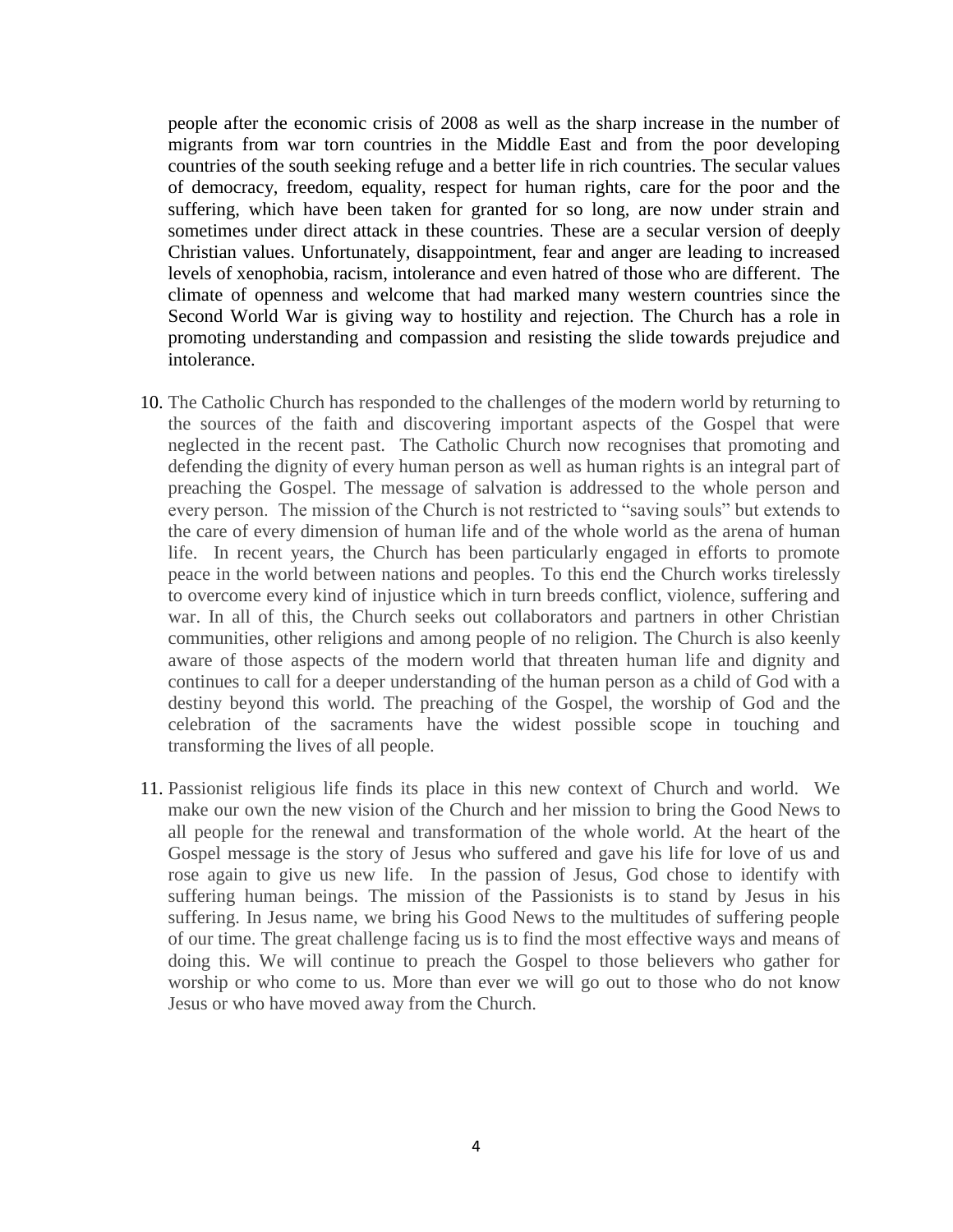people after the economic crisis of 2008 as well as the sharp increase in the number of migrants from war torn countries in the Middle East and from the poor developing countries of the south seeking refuge and a better life in rich countries. The secular values of democracy, freedom, equality, respect for human rights, care for the poor and the suffering, which have been taken for granted for so long, are now under strain and sometimes under direct attack in these countries. These are a secular version of deeply Christian values. Unfortunately, disappointment, fear and anger are leading to increased levels of xenophobia, racism, intolerance and even hatred of those who are different. The climate of openness and welcome that had marked many western countries since the Second World War is giving way to hostility and rejection. The Church has a role in promoting understanding and compassion and resisting the slide towards prejudice and intolerance.

10. The Catholic Church has responded to the challenges of the modern world by returning to the sources of the faith and discovering important aspects of the Gospel that were neglected in the recent past. The Catholic Church now recognises that promoting and defending the dignity of every human person as well as human rights is an integral part of preaching the Gospel. The message of salvation is addressed to the whole person and every person. The mission of the Church is not restricted to "saving souls" but extends to the care of every dimension of human life and of the whole world as the arena of human life. In recent years, the Church has been particularly engaged in efforts to promote peace in the world between nations and peoples. To this end the Church works tirelessly to overcome every kind of injustice which in turn breeds conflict, violence, suffering and war. In all of this, the Church seeks out collaborators and partners in other Christian communities, other religions and among people of no religion. The Church is also keenly aware of those aspects of the modern world that threaten human life and dignity and continues to call for a deeper understanding of the human person as a child of God with a destiny beyond this world. The preaching of the Gospel, the worship of God and the celebration of the sacraments have the widest possible scope in touching and transforming the lives of all people.

11. Passionist religious life finds its place in this new context of Church and world. We make our own the new vision of the Church and her mission to bring the Good News to all people for the renewal and transformation of the whole world. At the heart of the Gospel message is the story of Jesus who suffered and gave his life for love of us and rose again to give us new life. In the passion of Jesus, God chose to identify with suffering human beings. The mission of the Passionists is to stand by Jesus in his suffering. In Jesus name, we bring his Good News to the multitudes of suffering people of our time. The great challenge facing us is to find the most effective ways and means of doing this. We will continue to preach the Gospel to those believers who gather for worship or who come to us. More than ever we will go out to those who do not know Jesus or who have moved away from the Church.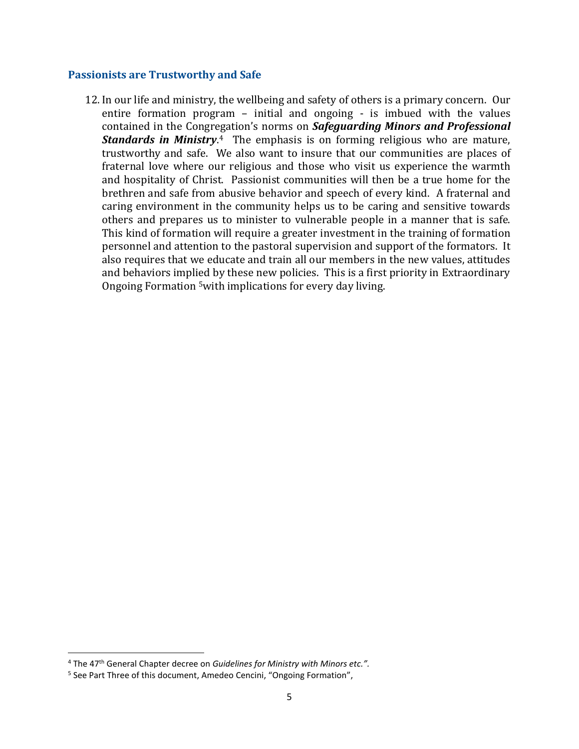### Passionists are Trustworthy and Safe

12. In our life and ministry, the wellbeing and safety of others is a primary concern. Our entire formation program – initial and ongoing - is imbued with the values contained in the Congregation's norms on ***Safeguarding Minors and Professional Standards in Ministry***.[4] The emphasis is on forming religious who are mature, trustworthy and safe. We also want to insure that our communities are places of fraternal love where our religious and those who visit us experience the warmth and hospitality of Christ. Passionist communities will then be a true home for the brethren and safe from abusive behavior and speech of every kind. A fraternal and caring environment in the community helps us to be caring and sensitive towards others and prepares us to minister to vulnerable people in a manner that is safe. This kind of formation will require a greater investment in the training of formation personnel and attention to the pastoral supervision and support of the formators. It also requires that we educate and train all our members in the new values, attitudes and behaviors implied by these new policies. This is a first priority in Extraordinary Ongoing Formation [5]with implications for every day living.

---

[4] The 47th General Chapter decree on *Guidelines for Ministry with Minors etc.".*

[5] See Part Three of this document, Amedeo Cencini, "Ongoing Formation",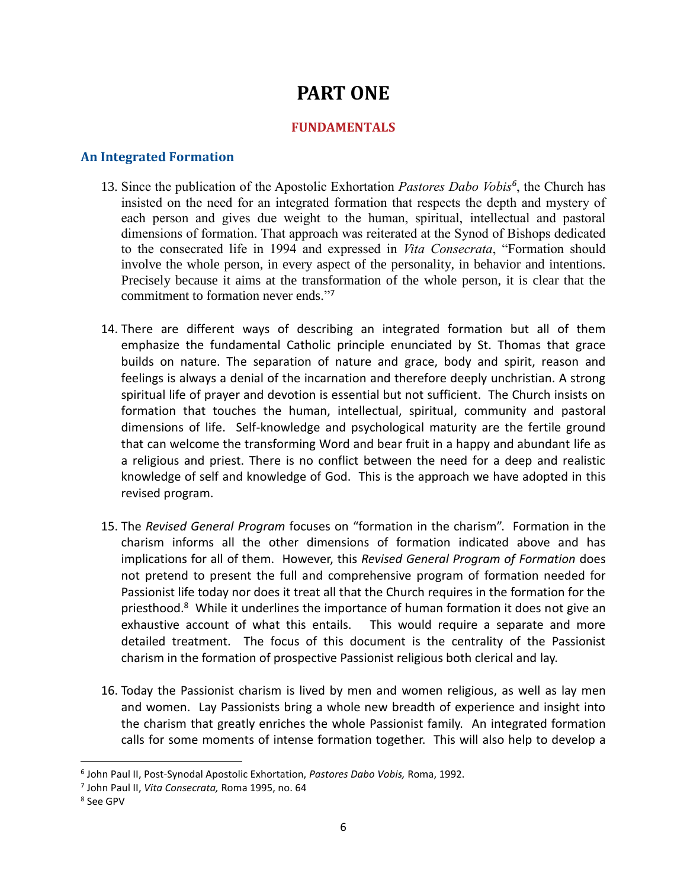# PART ONE

## FUNDAMENTALS

### An Integrated Formation

13. Since the publication of the Apostolic Exhortation *Pastores Dabo Vobis*[6], the Church has insisted on the need for an integrated formation that respects the depth and mystery of each person and gives due weight to the human, spiritual, intellectual and pastoral dimensions of formation. That approach was reiterated at the Synod of Bishops dedicated to the consecrated life in 1994 and expressed in *Vita Consecrata*, "Formation should involve the whole person, in every aspect of the personality, in behavior and intentions. Precisely because it aims at the transformation of the whole person, it is clear that the commitment to formation never ends."[7]

14. There are different ways of describing an integrated formation but all of them emphasize the fundamental Catholic principle enunciated by St. Thomas that grace builds on nature. The separation of nature and grace, body and spirit, reason and feelings is always a denial of the incarnation and therefore deeply unchristian. A strong spiritual life of prayer and devotion is essential but not sufficient. The Church insists on formation that touches the human, intellectual, spiritual, community and pastoral dimensions of life. Self-knowledge and psychological maturity are the fertile ground that can welcome the transforming Word and bear fruit in a happy and abundant life as a religious and priest. There is no conflict between the need for a deep and realistic knowledge of self and knowledge of God. This is the approach we have adopted in this revised program.

15. The *Revised General Program* focuses on "formation in the charism". Formation in the charism informs all the other dimensions of formation indicated above and has implications for all of them. However, this *Revised General Program of Formation* does not pretend to present the full and comprehensive program of formation needed for Passionist life today nor does it treat all that the Church requires in the formation for the priesthood.[8] While it underlines the importance of human formation it does not give an exhaustive account of what this entails. This would require a separate and more detailed treatment. The focus of this document is the centrality of the Passionist charism in the formation of prospective Passionist religious both clerical and lay.

16. Today the Passionist charism is lived by men and women religious, as well as lay men and women. Lay Passionists bring a whole new breadth of experience and insight into the charism that greatly enriches the whole Passionist family. An integrated formation calls for some moments of intense formation together. This will also help to develop a

---

[6] John Paul II, Post-Synodal Apostolic Exhortation, *Pastores Dabo Vobis,* Roma, 1992.

[7] John Paul II, *Vita Consecrata,* Roma 1995, no. 64

[8] See GPV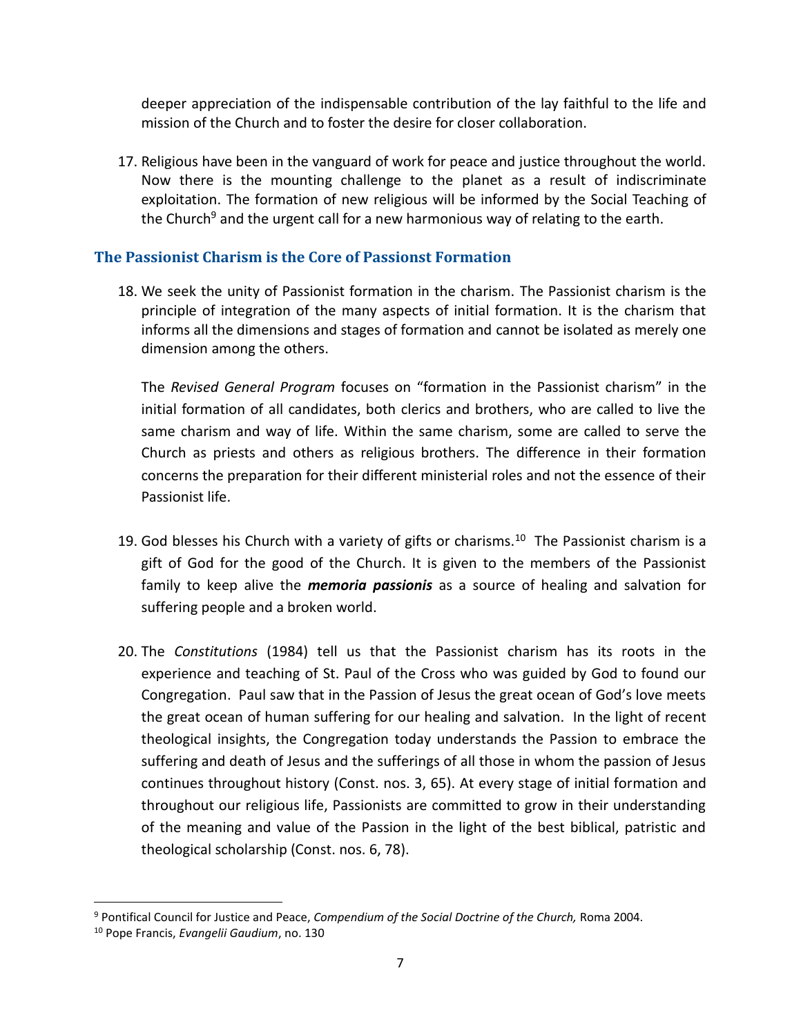deeper appreciation of the indispensable contribution of the lay faithful to the life and mission of the Church and to foster the desire for closer collaboration.

17. Religious have been in the vanguard of work for peace and justice throughout the world. Now there is the mounting challenge to the planet as a result of indiscriminate exploitation. The formation of new religious will be informed by the Social Teaching of the Church[9] and the urgent call for a new harmonious way of relating to the earth.

### The Passionist Charism is the Core of Passionst Formation

18. We seek the unity of Passionist formation in the charism. The Passionist charism is the principle of integration of the many aspects of initial formation. It is the charism that informs all the dimensions and stages of formation and cannot be isolated as merely one dimension among the others.

    The *Revised General Program* focuses on "formation in the Passionist charism" in the initial formation of all candidates, both clerics and brothers, who are called to live the same charism and way of life. Within the same charism, some are called to serve the Church as priests and others as religious brothers. The difference in their formation concerns the preparation for their different ministerial roles and not the essence of their Passionist life.

19. God blesses his Church with a variety of gifts or charisms.[10] The Passionist charism is a gift of God for the good of the Church. It is given to the members of the Passionist family to keep alive the ***memoria passionis*** as a source of healing and salvation for suffering people and a broken world.

20. The *Constitutions* (1984) tell us that the Passionist charism has its roots in the experience and teaching of St. Paul of the Cross who was guided by God to found our Congregation. Paul saw that in the Passion of Jesus the great ocean of God's love meets the great ocean of human suffering for our healing and salvation. In the light of recent theological insights, the Congregation today understands the Passion to embrace the suffering and death of Jesus and the sufferings of all those in whom the passion of Jesus continues throughout history (Const. nos. 3, 65). At every stage of initial formation and throughout our religious life, Passionists are committed to grow in their understanding of the meaning and value of the Passion in the light of the best biblical, patristic and theological scholarship (Const. nos. 6, 78).

---

[9] Pontifical Council for Justice and Peace, *Compendium of the Social Doctrine of the Church,* Roma 2004.

[10] Pope Francis, *Evangelii Gaudium*, no. 130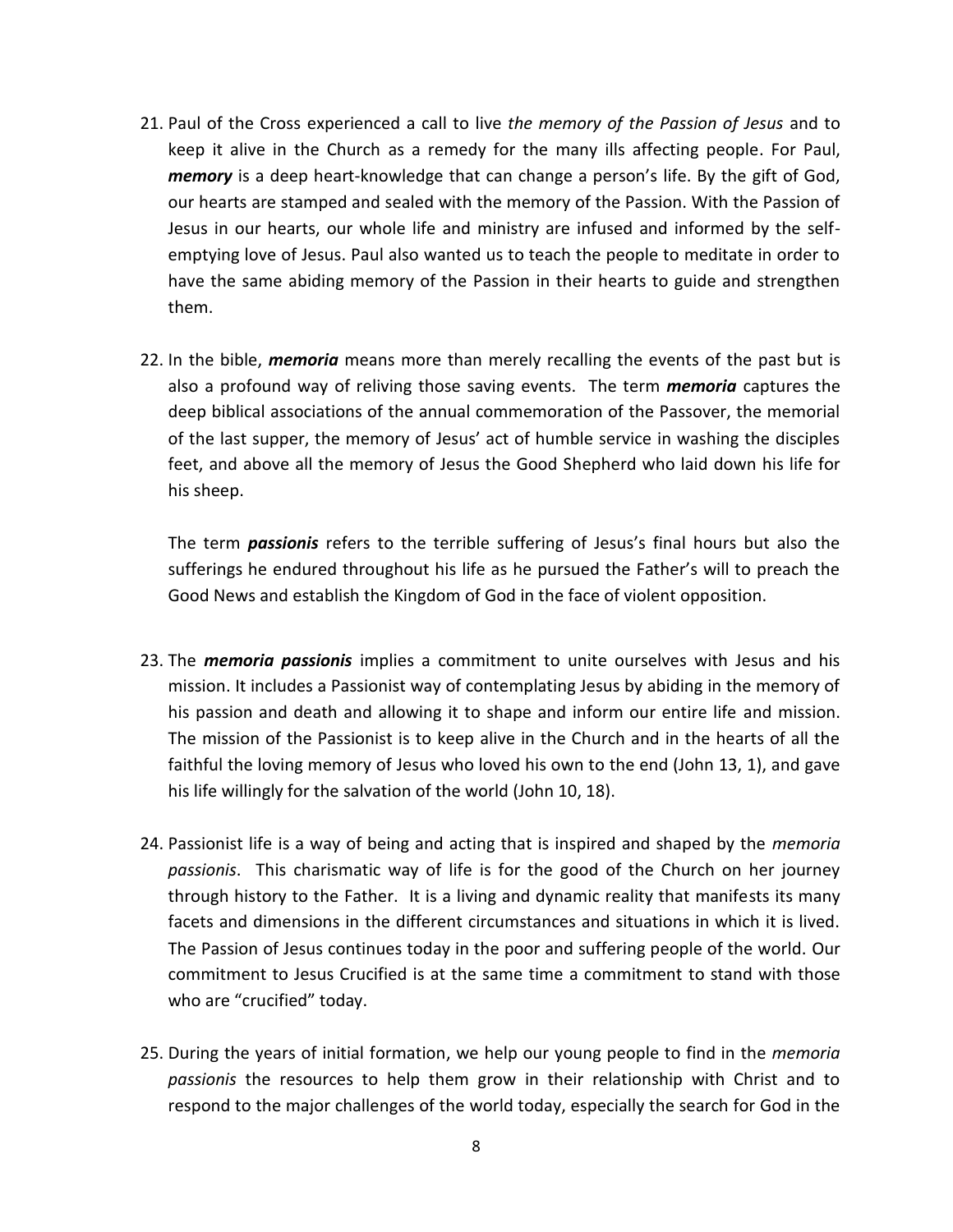21. Paul of the Cross experienced a call to live *the memory of the Passion of Jesus* and to keep it alive in the Church as a remedy for the many ills affecting people. For Paul, ***memory*** is a deep heart-knowledge that can change a person's life. By the gift of God, our hearts are stamped and sealed with the memory of the Passion. With the Passion of Jesus in our hearts, our whole life and ministry are infused and informed by the self-emptying love of Jesus. Paul also wanted us to teach the people to meditate in order to have the same abiding memory of the Passion in their hearts to guide and strengthen them.

22. In the bible, ***memoria*** means more than merely recalling the events of the past but is also a profound way of reliving those saving events. The term ***memoria*** captures the deep biblical associations of the annual commemoration of the Passover, the memorial of the last supper, the memory of Jesus' act of humble service in washing the disciples feet, and above all the memory of Jesus the Good Shepherd who laid down his life for his sheep.

    The term ***passionis*** refers to the terrible suffering of Jesus's final hours but also the sufferings he endured throughout his life as he pursued the Father's will to preach the Good News and establish the Kingdom of God in the face of violent opposition.

23. The ***memoria passionis*** implies a commitment to unite ourselves with Jesus and his mission. It includes a Passionist way of contemplating Jesus by abiding in the memory of his passion and death and allowing it to shape and inform our entire life and mission. The mission of the Passionist is to keep alive in the Church and in the hearts of all the faithful the loving memory of Jesus who loved his own to the end (John 13, 1), and gave his life willingly for the salvation of the world (John 10, 18).

24. Passionist life is a way of being and acting that is inspired and shaped by the *memoria passionis*. This charismatic way of life is for the good of the Church on her journey through history to the Father. It is a living and dynamic reality that manifests its many facets and dimensions in the different circumstances and situations in which it is lived. The Passion of Jesus continues today in the poor and suffering people of the world. Our commitment to Jesus Crucified is at the same time a commitment to stand with those who are "crucified" today.

25. During the years of initial formation, we help our young people to find in the *memoria passionis* the resources to help them grow in their relationship with Christ and to respond to the major challenges of the world today, especially the search for God in the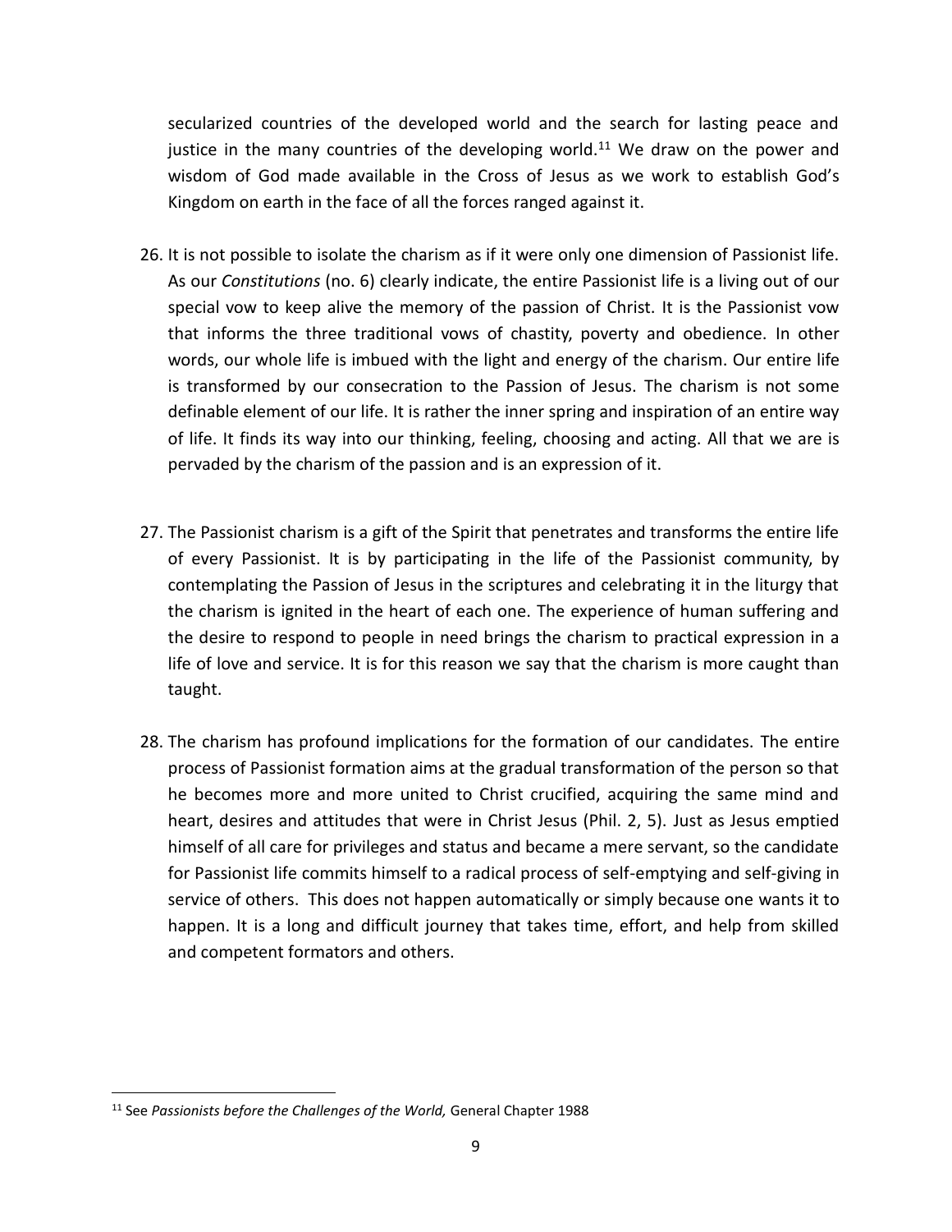secularized countries of the developed world and the search for lasting peace and justice in the many countries of the developing world.[11] We draw on the power and wisdom of God made available in the Cross of Jesus as we work to establish God's Kingdom on earth in the face of all the forces ranged against it.

26. It is not possible to isolate the charism as if it were only one dimension of Passionist life. As our *Constitutions* (no. 6) clearly indicate, the entire Passionist life is a living out of our special vow to keep alive the memory of the passion of Christ. It is the Passionist vow that informs the three traditional vows of chastity, poverty and obedience. In other words, our whole life is imbued with the light and energy of the charism. Our entire life is transformed by our consecration to the Passion of Jesus. The charism is not some definable element of our life. It is rather the inner spring and inspiration of an entire way of life. It finds its way into our thinking, feeling, choosing and acting. All that we are is pervaded by the charism of the passion and is an expression of it.

27. The Passionist charism is a gift of the Spirit that penetrates and transforms the entire life of every Passionist. It is by participating in the life of the Passionist community, by contemplating the Passion of Jesus in the scriptures and celebrating it in the liturgy that the charism is ignited in the heart of each one. The experience of human suffering and the desire to respond to people in need brings the charism to practical expression in a life of love and service. It is for this reason we say that the charism is more caught than taught.

28. The charism has profound implications for the formation of our candidates. The entire process of Passionist formation aims at the gradual transformation of the person so that he becomes more and more united to Christ crucified, acquiring the same mind and heart, desires and attitudes that were in Christ Jesus (Phil. 2, 5). Just as Jesus emptied himself of all care for privileges and status and became a mere servant, so the candidate for Passionist life commits himself to a radical process of self-emptying and self-giving in service of others. This does not happen automatically or simply because one wants it to happen. It is a long and difficult journey that takes time, effort, and help from skilled and competent formators and others.

[11] See *Passionists before the Challenges of the World,* General Chapter 1988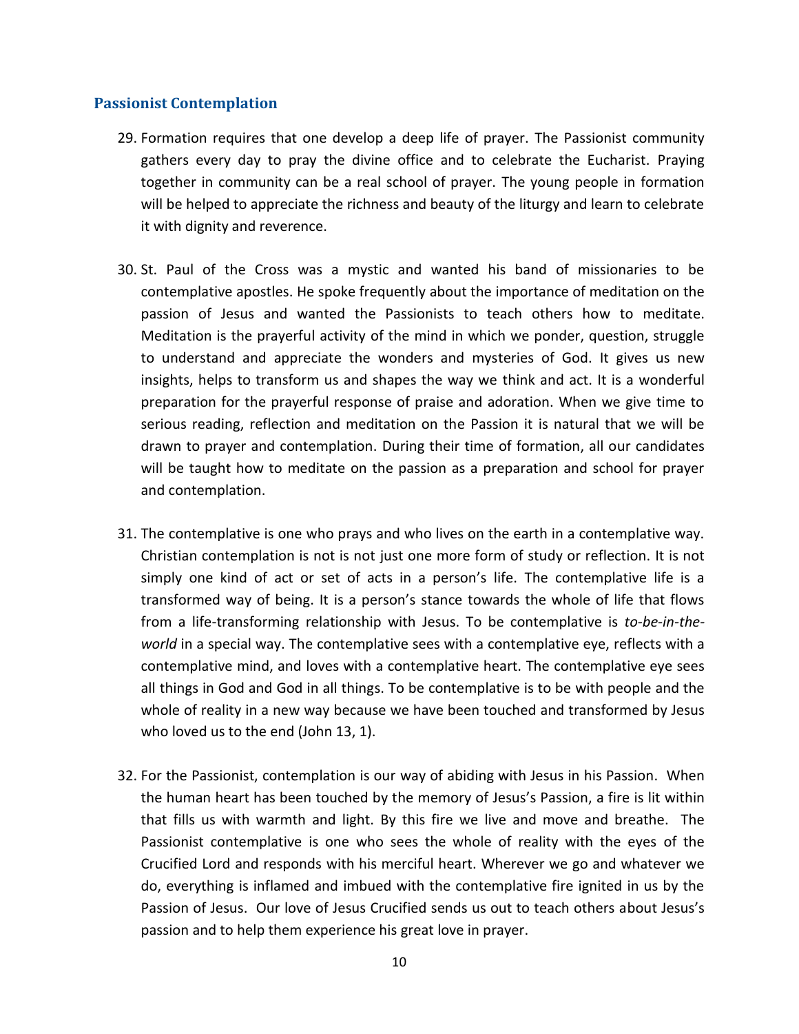## Passionist Contemplation

29. Formation requires that one develop a deep life of prayer. The Passionist community gathers every day to pray the divine office and to celebrate the Eucharist. Praying together in community can be a real school of prayer. The young people in formation will be helped to appreciate the richness and beauty of the liturgy and learn to celebrate it with dignity and reverence.

30. St. Paul of the Cross was a mystic and wanted his band of missionaries to be contemplative apostles. He spoke frequently about the importance of meditation on the passion of Jesus and wanted the Passionists to teach others how to meditate. Meditation is the prayerful activity of the mind in which we ponder, question, struggle to understand and appreciate the wonders and mysteries of God. It gives us new insights, helps to transform us and shapes the way we think and act. It is a wonderful preparation for the prayerful response of praise and adoration. When we give time to serious reading, reflection and meditation on the Passion it is natural that we will be drawn to prayer and contemplation. During their time of formation, all our candidates will be taught how to meditate on the passion as a preparation and school for prayer and contemplation.

31. The contemplative is one who prays and who lives on the earth in a contemplative way. Christian contemplation is not is not just one more form of study or reflection. It is not simply one kind of act or set of acts in a person's life. The contemplative life is a transformed way of being. It is a person's stance towards the whole of life that flows from a life-transforming relationship with Jesus. To be contemplative is *to-be-in-the-world* in a special way. The contemplative sees with a contemplative eye, reflects with a contemplative mind, and loves with a contemplative heart. The contemplative eye sees all things in God and God in all things. To be contemplative is to be with people and the whole of reality in a new way because we have been touched and transformed by Jesus who loved us to the end (John 13, 1).

32. For the Passionist, contemplation is our way of abiding with Jesus in his Passion. When the human heart has been touched by the memory of Jesus's Passion, a fire is lit within that fills us with warmth and light. By this fire we live and move and breathe. The Passionist contemplative is one who sees the whole of reality with the eyes of the Crucified Lord and responds with his merciful heart. Wherever we go and whatever we do, everything is inflamed and imbued with the contemplative fire ignited in us by the Passion of Jesus. Our love of Jesus Crucified sends us out to teach others about Jesus's passion and to help them experience his great love in prayer.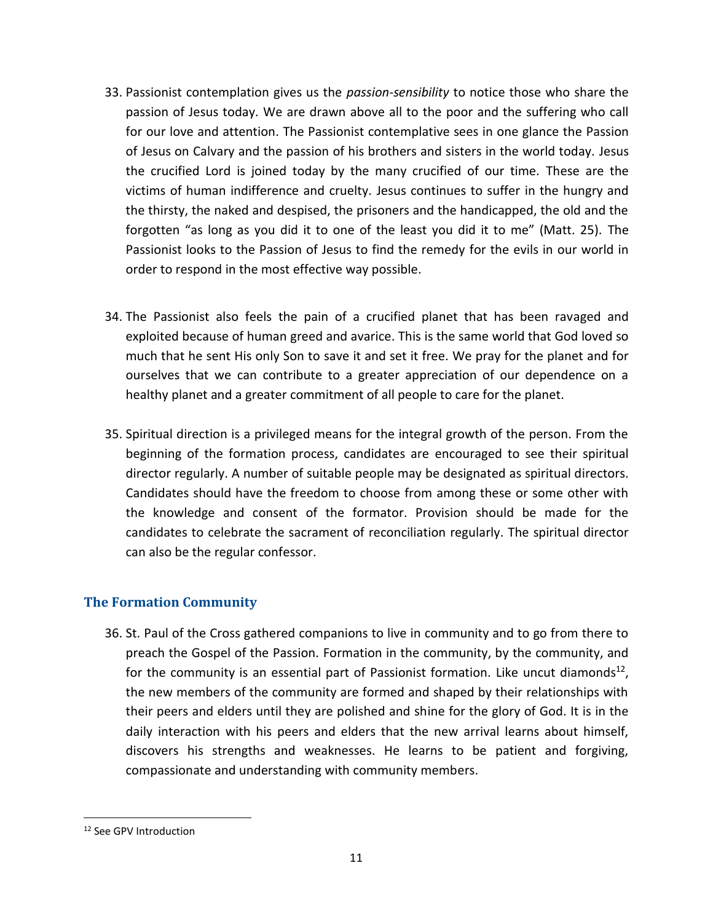33. Passionist contemplation gives us the *passion-sensibility* to notice those who share the passion of Jesus today. We are drawn above all to the poor and the suffering who call for our love and attention. The Passionist contemplative sees in one glance the Passion of Jesus on Calvary and the passion of his brothers and sisters in the world today. Jesus the crucified Lord is joined today by the many crucified of our time. These are the victims of human indifference and cruelty. Jesus continues to suffer in the hungry and the thirsty, the naked and despised, the prisoners and the handicapped, the old and the forgotten "as long as you did it to one of the least you did it to me" (Matt. 25). The Passionist looks to the Passion of Jesus to find the remedy for the evils in our world in order to respond in the most effective way possible.

34. The Passionist also feels the pain of a crucified planet that has been ravaged and exploited because of human greed and avarice. This is the same world that God loved so much that he sent His only Son to save it and set it free. We pray for the planet and for ourselves that we can contribute to a greater appreciation of our dependence on a healthy planet and a greater commitment of all people to care for the planet.

35. Spiritual direction is a privileged means for the integral growth of the person. From the beginning of the formation process, candidates are encouraged to see their spiritual director regularly. A number of suitable people may be designated as spiritual directors. Candidates should have the freedom to choose from among these or some other with the knowledge and consent of the formator. Provision should be made for the candidates to celebrate the sacrament of reconciliation regularly. The spiritual director can also be the regular confessor.

### The Formation Community

36. St. Paul of the Cross gathered companions to live in community and to go from there to preach the Gospel of the Passion. Formation in the community, by the community, and for the community is an essential part of Passionist formation. Like uncut diamonds[12], the new members of the community are formed and shaped by their relationships with their peers and elders until they are polished and shine for the glory of God. It is in the daily interaction with his peers and elders that the new arrival learns about himself, discovers his strengths and weaknesses. He learns to be patient and forgiving, compassionate and understanding with community members.

[12] See GPV Introduction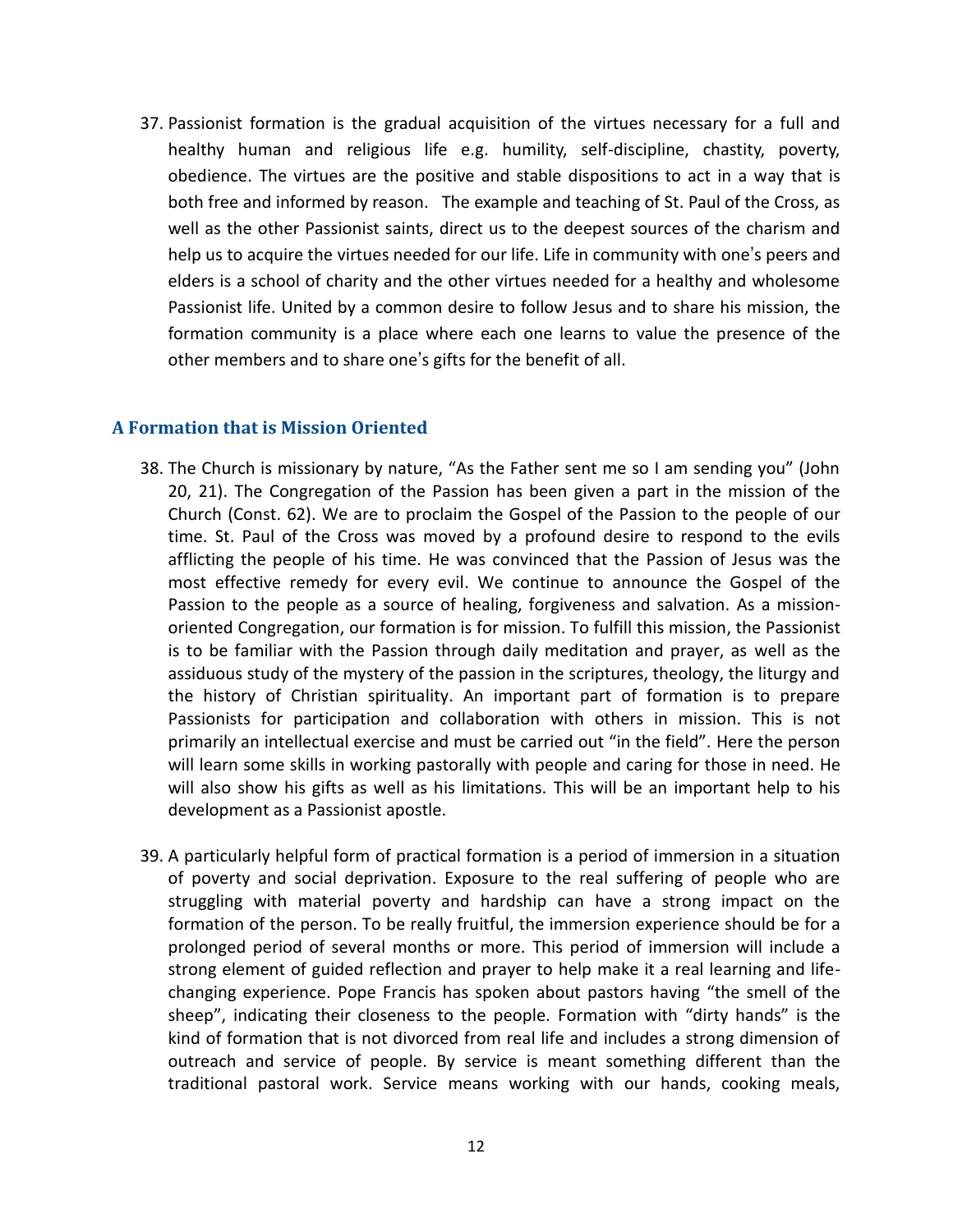37. Passionist formation is the gradual acquisition of the virtues necessary for a full and healthy human and religious life e.g. humility, self-discipline, chastity, poverty, obedience. The virtues are the positive and stable dispositions to act in a way that is both free and informed by reason. The example and teaching of St. Paul of the Cross, as well as the other Passionist saints, direct us to the deepest sources of the charism and help us to acquire the virtues needed for our life. Life in community with one's peers and elders is a school of charity and the other virtues needed for a healthy and wholesome Passionist life. United by a common desire to follow Jesus and to share his mission, the formation community is a place where each one learns to value the presence of the other members and to share one's gifts for the benefit of all.

### A Formation that is Mission Oriented

38. The Church is missionary by nature, "As the Father sent me so I am sending you" (John 20, 21). The Congregation of the Passion has been given a part in the mission of the Church (Const. 62). We are to proclaim the Gospel of the Passion to the people of our time. St. Paul of the Cross was moved by a profound desire to respond to the evils afflicting the people of his time. He was convinced that the Passion of Jesus was the most effective remedy for every evil. We continue to announce the Gospel of the Passion to the people as a source of healing, forgiveness and salvation. As a mission-oriented Congregation, our formation is for mission. To fulfill this mission, the Passionist is to be familiar with the Passion through daily meditation and prayer, as well as the assiduous study of the mystery of the passion in the scriptures, theology, the liturgy and the history of Christian spirituality. An important part of formation is to prepare Passionists for participation and collaboration with others in mission. This is not primarily an intellectual exercise and must be carried out "in the field". Here the person will learn some skills in working pastorally with people and caring for those in need. He will also show his gifts as well as his limitations. This will be an important help to his development as a Passionist apostle.

39. A particularly helpful form of practical formation is a period of immersion in a situation of poverty and social deprivation. Exposure to the real suffering of people who are struggling with material poverty and hardship can have a strong impact on the formation of the person. To be really fruitful, the immersion experience should be for a prolonged period of several months or more. This period of immersion will include a strong element of guided reflection and prayer to help make it a real learning and life-changing experience. Pope Francis has spoken about pastors having "the smell of the sheep", indicating their closeness to the people. Formation with "dirty hands" is the kind of formation that is not divorced from real life and includes a strong dimension of outreach and service of people. By service is meant something different than the traditional pastoral work. Service means working with our hands, cooking meals,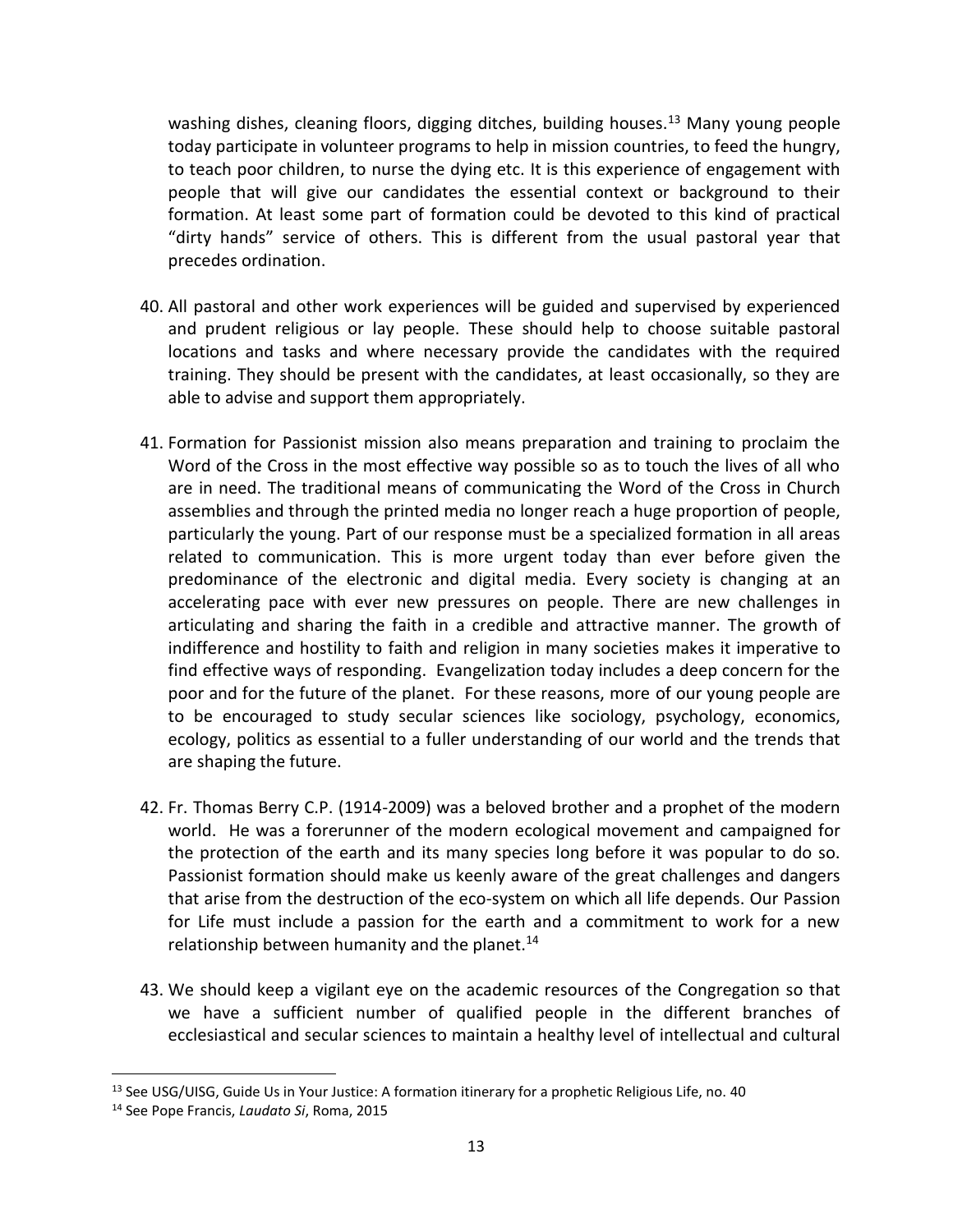washing dishes, cleaning floors, digging ditches, building houses.[13] Many young people today participate in volunteer programs to help in mission countries, to feed the hungry, to teach poor children, to nurse the dying etc. It is this experience of engagement with people that will give our candidates the essential context or background to their formation. At least some part of formation could be devoted to this kind of practical "dirty hands" service of others. This is different from the usual pastoral year that precedes ordination.

40. All pastoral and other work experiences will be guided and supervised by experienced and prudent religious or lay people. These should help to choose suitable pastoral locations and tasks and where necessary provide the candidates with the required training. They should be present with the candidates, at least occasionally, so they are able to advise and support them appropriately.

41. Formation for Passionist mission also means preparation and training to proclaim the Word of the Cross in the most effective way possible so as to touch the lives of all who are in need. The traditional means of communicating the Word of the Cross in Church assemblies and through the printed media no longer reach a huge proportion of people, particularly the young. Part of our response must be a specialized formation in all areas related to communication. This is more urgent today than ever before given the predominance of the electronic and digital media. Every society is changing at an accelerating pace with ever new pressures on people. There are new challenges in articulating and sharing the faith in a credible and attractive manner. The growth of indifference and hostility to faith and religion in many societies makes it imperative to find effective ways of responding. Evangelization today includes a deep concern for the poor and for the future of the planet. For these reasons, more of our young people are to be encouraged to study secular sciences like sociology, psychology, economics, ecology, politics as essential to a fuller understanding of our world and the trends that are shaping the future.

42. Fr. Thomas Berry C.P. (1914-2009) was a beloved brother and a prophet of the modern world. He was a forerunner of the modern ecological movement and campaigned for the protection of the earth and its many species long before it was popular to do so. Passionist formation should make us keenly aware of the great challenges and dangers that arise from the destruction of the eco-system on which all life depends. Our Passion for Life must include a passion for the earth and a commitment to work for a new relationship between humanity and the planet.[14]

43. We should keep a vigilant eye on the academic resources of the Congregation so that we have a sufficient number of qualified people in the different branches of ecclesiastical and secular sciences to maintain a healthy level of intellectual and cultural

---

[13] See USG/UISG, Guide Us in Your Justice: A formation itinerary for a prophetic Religious Life, no. 40

[14] See Pope Francis, *Laudato Si*, Roma, 2015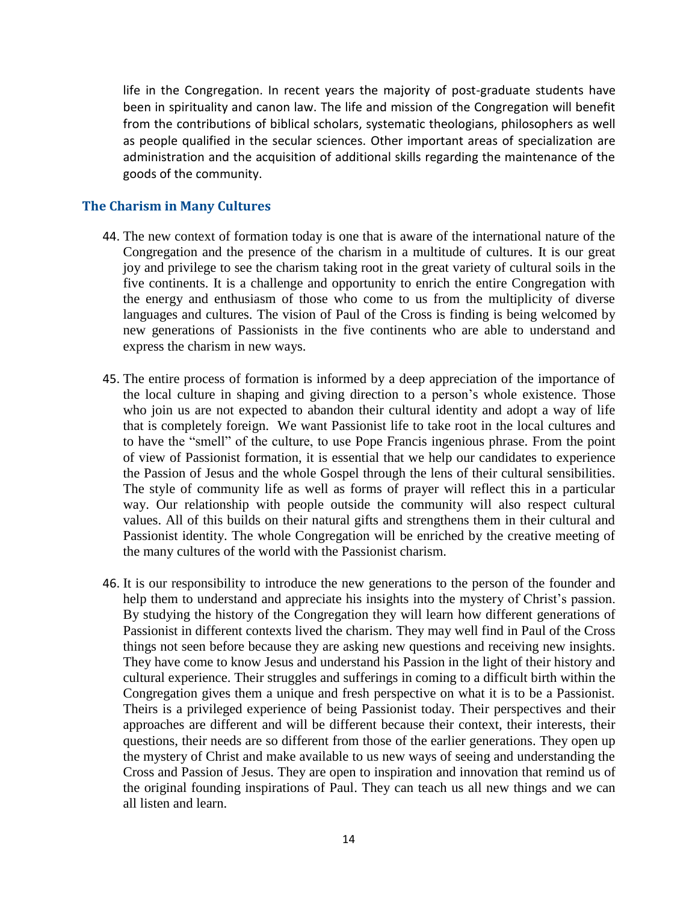life in the Congregation. In recent years the majority of post-graduate students have been in spirituality and canon law. The life and mission of the Congregation will benefit from the contributions of biblical scholars, systematic theologians, philosophers as well as people qualified in the secular sciences. Other important areas of specialization are administration and the acquisition of additional skills regarding the maintenance of the goods of the community.

### The Charism in Many Cultures

44. The new context of formation today is one that is aware of the international nature of the Congregation and the presence of the charism in a multitude of cultures. It is our great joy and privilege to see the charism taking root in the great variety of cultural soils in the five continents. It is a challenge and opportunity to enrich the entire Congregation with the energy and enthusiasm of those who come to us from the multiplicity of diverse languages and cultures. The vision of Paul of the Cross is finding is being welcomed by new generations of Passionists in the five continents who are able to understand and express the charism in new ways.

45. The entire process of formation is informed by a deep appreciation of the importance of the local culture in shaping and giving direction to a person's whole existence. Those who join us are not expected to abandon their cultural identity and adopt a way of life that is completely foreign. We want Passionist life to take root in the local cultures and to have the "smell" of the culture, to use Pope Francis ingenious phrase. From the point of view of Passionist formation, it is essential that we help our candidates to experience the Passion of Jesus and the whole Gospel through the lens of their cultural sensibilities. The style of community life as well as forms of prayer will reflect this in a particular way. Our relationship with people outside the community will also respect cultural values. All of this builds on their natural gifts and strengthens them in their cultural and Passionist identity. The whole Congregation will be enriched by the creative meeting of the many cultures of the world with the Passionist charism.

46. It is our responsibility to introduce the new generations to the person of the founder and help them to understand and appreciate his insights into the mystery of Christ's passion. By studying the history of the Congregation they will learn how different generations of Passionist in different contexts lived the charism. They may well find in Paul of the Cross things not seen before because they are asking new questions and receiving new insights. They have come to know Jesus and understand his Passion in the light of their history and cultural experience. Their struggles and sufferings in coming to a difficult birth within the Congregation gives them a unique and fresh perspective on what it is to be a Passionist. Theirs is a privileged experience of being Passionist today. Their perspectives and their approaches are different and will be different because their context, their interests, their questions, their needs are so different from those of the earlier generations. They open up the mystery of Christ and make available to us new ways of seeing and understanding the Cross and Passion of Jesus. They are open to inspiration and innovation that remind us of the original founding inspirations of Paul. They can teach us all new things and we can all listen and learn.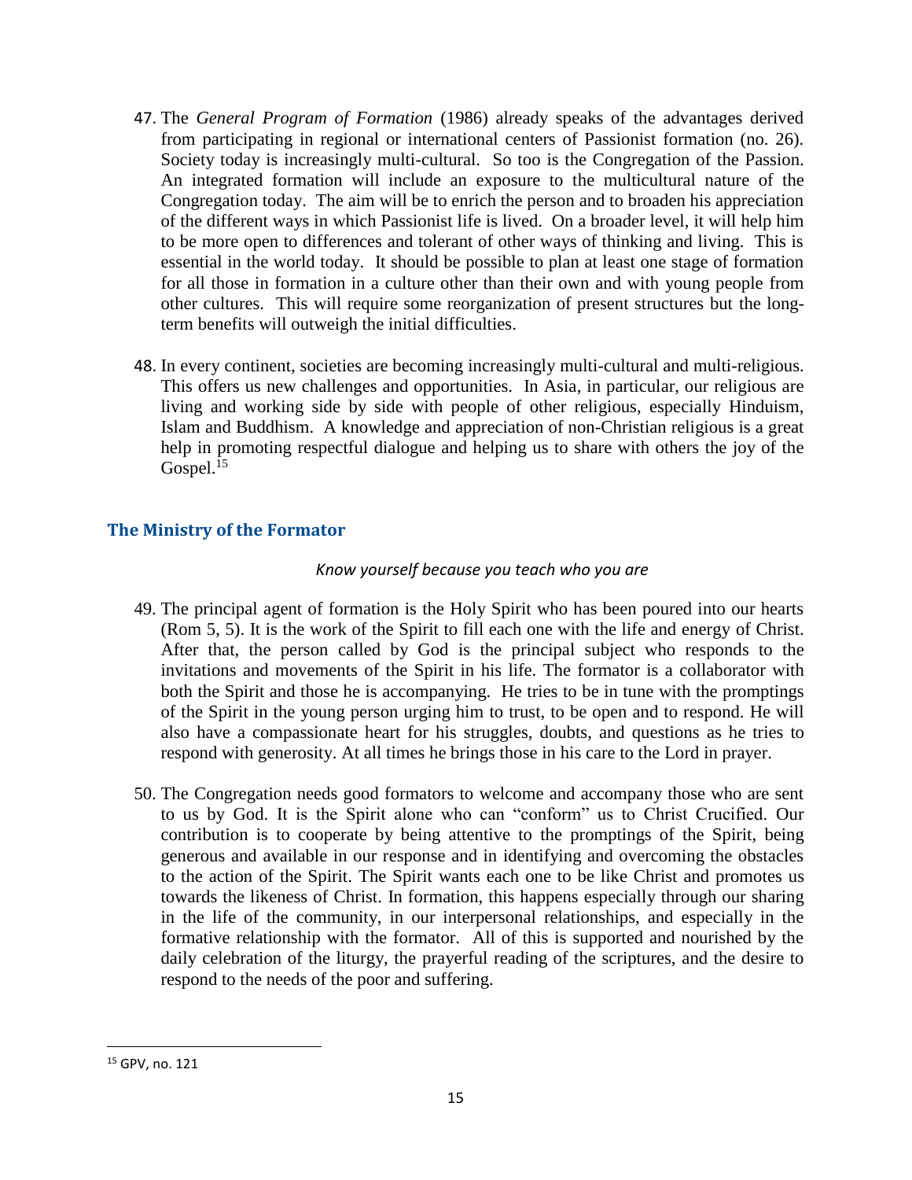47. The *General Program of Formation* (1986) already speaks of the advantages derived from participating in regional or international centers of Passionist formation (no. 26). Society today is increasingly multi-cultural. So too is the Congregation of the Passion. An integrated formation will include an exposure to the multicultural nature of the Congregation today. The aim will be to enrich the person and to broaden his appreciation of the different ways in which Passionist life is lived. On a broader level, it will help him to be more open to differences and tolerant of other ways of thinking and living. This is essential in the world today. It should be possible to plan at least one stage of formation for all those in formation in a culture other than their own and with young people from other cultures. This will require some reorganization of present structures but the long-term benefits will outweigh the initial difficulties.

48. In every continent, societies are becoming increasingly multi-cultural and multi-religious. This offers us new challenges and opportunities. In Asia, in particular, our religious are living and working side by side with people of other religious, especially Hinduism, Islam and Buddhism. A knowledge and appreciation of non-Christian religious is a great help in promoting respectful dialogue and helping us to share with others the joy of the Gospel.[15]

## The Ministry of the Formator

*Know yourself because you teach who you are*

49. The principal agent of formation is the Holy Spirit who has been poured into our hearts (Rom 5, 5). It is the work of the Spirit to fill each one with the life and energy of Christ. After that, the person called by God is the principal subject who responds to the invitations and movements of the Spirit in his life. The formator is a collaborator with both the Spirit and those he is accompanying. He tries to be in tune with the promptings of the Spirit in the young person urging him to trust, to be open and to respond. He will also have a compassionate heart for his struggles, doubts, and questions as he tries to respond with generosity. At all times he brings those in his care to the Lord in prayer.

50. The Congregation needs good formators to welcome and accompany those who are sent to us by God. It is the Spirit alone who can "conform" us to Christ Crucified. Our contribution is to cooperate by being attentive to the promptings of the Spirit, being generous and available in our response and in identifying and overcoming the obstacles to the action of the Spirit. The Spirit wants each one to be like Christ and promotes us towards the likeness of Christ. In formation, this happens especially through our sharing in the life of the community, in our interpersonal relationships, and especially in the formative relationship with the formator. All of this is supported and nourished by the daily celebration of the liturgy, the prayerful reading of the scriptures, and the desire to respond to the needs of the poor and suffering.

---

[15] GPV, no. 121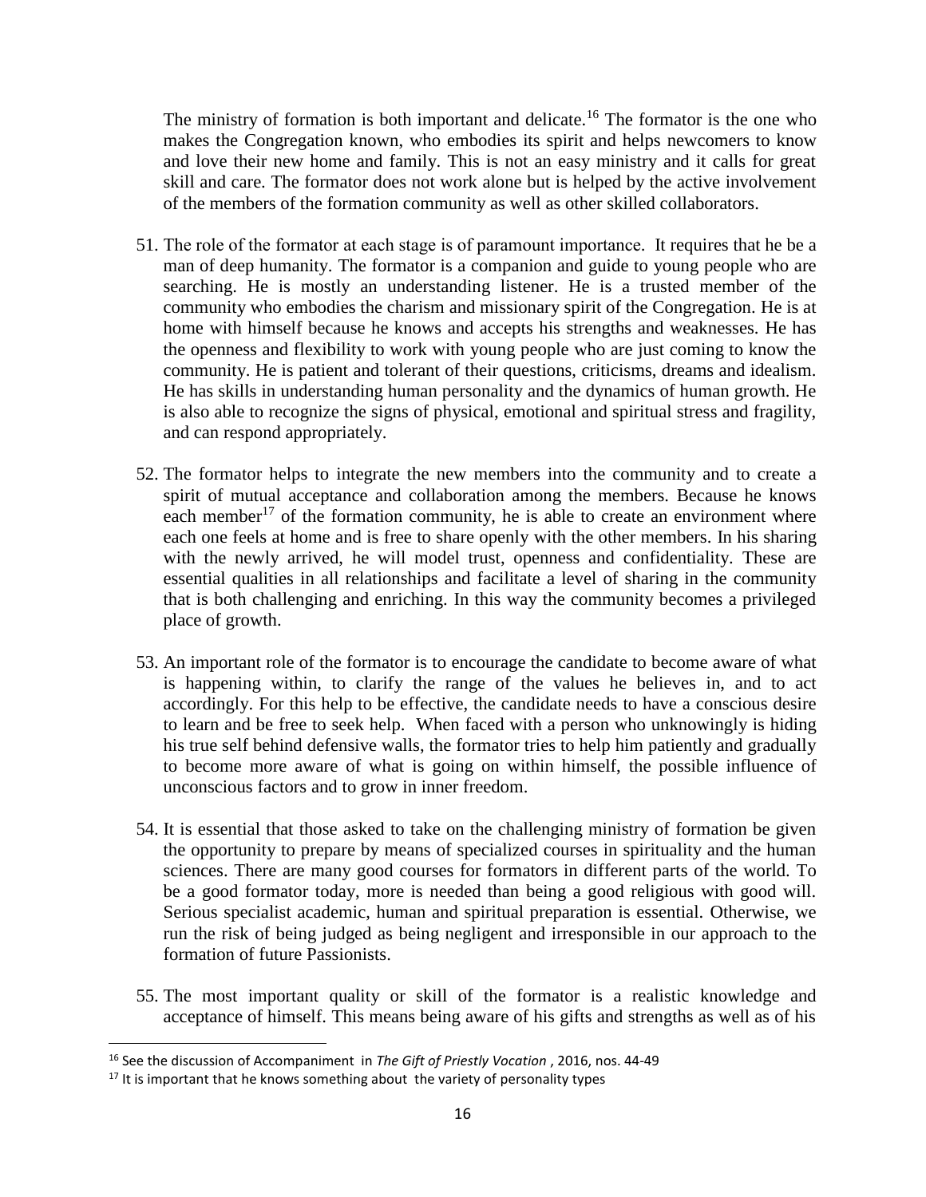The ministry of formation is both important and delicate.[16] The formator is the one who makes the Congregation known, who embodies its spirit and helps newcomers to know and love their new home and family. This is not an easy ministry and it calls for great skill and care. The formator does not work alone but is helped by the active involvement of the members of the formation community as well as other skilled collaborators.

51. The role of the formator at each stage is of paramount importance. It requires that he be a man of deep humanity. The formator is a companion and guide to young people who are searching. He is mostly an understanding listener. He is a trusted member of the community who embodies the charism and missionary spirit of the Congregation. He is at home with himself because he knows and accepts his strengths and weaknesses. He has the openness and flexibility to work with young people who are just coming to know the community. He is patient and tolerant of their questions, criticisms, dreams and idealism. He has skills in understanding human personality and the dynamics of human growth. He is also able to recognize the signs of physical, emotional and spiritual stress and fragility, and can respond appropriately.

52. The formator helps to integrate the new members into the community and to create a spirit of mutual acceptance and collaboration among the members. Because he knows each member[17] of the formation community, he is able to create an environment where each one feels at home and is free to share openly with the other members. In his sharing with the newly arrived, he will model trust, openness and confidentiality. These are essential qualities in all relationships and facilitate a level of sharing in the community that is both challenging and enriching. In this way the community becomes a privileged place of growth.

53. An important role of the formator is to encourage the candidate to become aware of what is happening within, to clarify the range of the values he believes in, and to act accordingly. For this help to be effective, the candidate needs to have a conscious desire to learn and be free to seek help. When faced with a person who unknowingly is hiding his true self behind defensive walls, the formator tries to help him patiently and gradually to become more aware of what is going on within himself, the possible influence of unconscious factors and to grow in inner freedom.

54. It is essential that those asked to take on the challenging ministry of formation be given the opportunity to prepare by means of specialized courses in spirituality and the human sciences. There are many good courses for formators in different parts of the world. To be a good formator today, more is needed than being a good religious with good will. Serious specialist academic, human and spiritual preparation is essential. Otherwise, we run the risk of being judged as being negligent and irresponsible in our approach to the formation of future Passionists.

55. The most important quality or skill of the formator is a realistic knowledge and acceptance of himself. This means being aware of his gifts and strengths as well as of his

---

[16] See the discussion of Accompaniment in *The Gift of Priestly Vocation* , 2016, nos. 44-49

[17] It is important that he knows something about the variety of personality types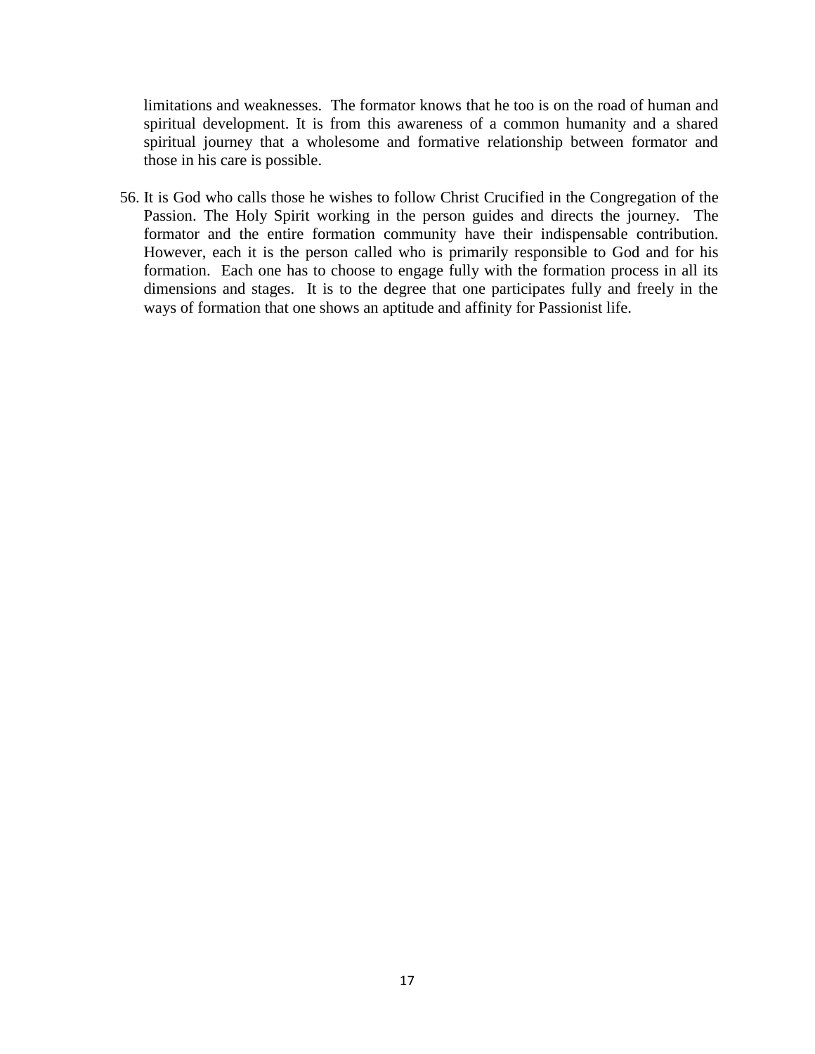limitations and weaknesses. The formator knows that he too is on the road of human and spiritual development. It is from this awareness of a common humanity and a shared spiritual journey that a wholesome and formative relationship between formator and those in his care is possible.

56. It is God who calls those he wishes to follow Christ Crucified in the Congregation of the Passion. The Holy Spirit working in the person guides and directs the journey. The formator and the entire formation community have their indispensable contribution. However, each it is the person called who is primarily responsible to God and for his formation. Each one has to choose to engage fully with the formation process in all its dimensions and stages. It is to the degree that one participates fully and freely in the ways of formation that one shows an aptitude and affinity for Passionist life.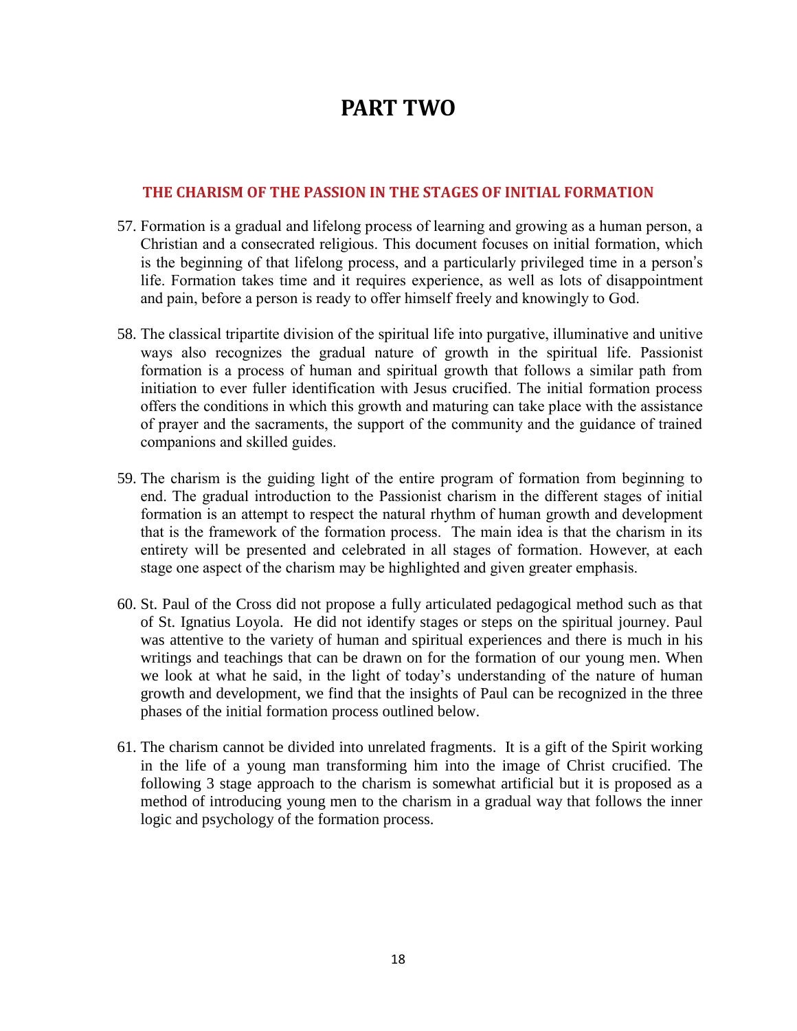# PART TWO

## THE CHARISM OF THE PASSION IN THE STAGES OF INITIAL FORMATION

57. Formation is a gradual and lifelong process of learning and growing as a human person, a Christian and a consecrated religious. This document focuses on initial formation, which is the beginning of that lifelong process, and a particularly privileged time in a person's life. Formation takes time and it requires experience, as well as lots of disappointment and pain, before a person is ready to offer himself freely and knowingly to God.

58. The classical tripartite division of the spiritual life into purgative, illuminative and unitive ways also recognizes the gradual nature of growth in the spiritual life. Passionist formation is a process of human and spiritual growth that follows a similar path from initiation to ever fuller identification with Jesus crucified. The initial formation process offers the conditions in which this growth and maturing can take place with the assistance of prayer and the sacraments, the support of the community and the guidance of trained companions and skilled guides.

59. The charism is the guiding light of the entire program of formation from beginning to end. The gradual introduction to the Passionist charism in the different stages of initial formation is an attempt to respect the natural rhythm of human growth and development that is the framework of the formation process. The main idea is that the charism in its entirety will be presented and celebrated in all stages of formation. However, at each stage one aspect of the charism may be highlighted and given greater emphasis.

60. St. Paul of the Cross did not propose a fully articulated pedagogical method such as that of St. Ignatius Loyola. He did not identify stages or steps on the spiritual journey. Paul was attentive to the variety of human and spiritual experiences and there is much in his writings and teachings that can be drawn on for the formation of our young men. When we look at what he said, in the light of today's understanding of the nature of human growth and development, we find that the insights of Paul can be recognized in the three phases of the initial formation process outlined below.

61. The charism cannot be divided into unrelated fragments. It is a gift of the Spirit working in the life of a young man transforming him into the image of Christ crucified. The following 3 stage approach to the charism is somewhat artificial but it is proposed as a method of introducing young men to the charism in a gradual way that follows the inner logic and psychology of the formation process.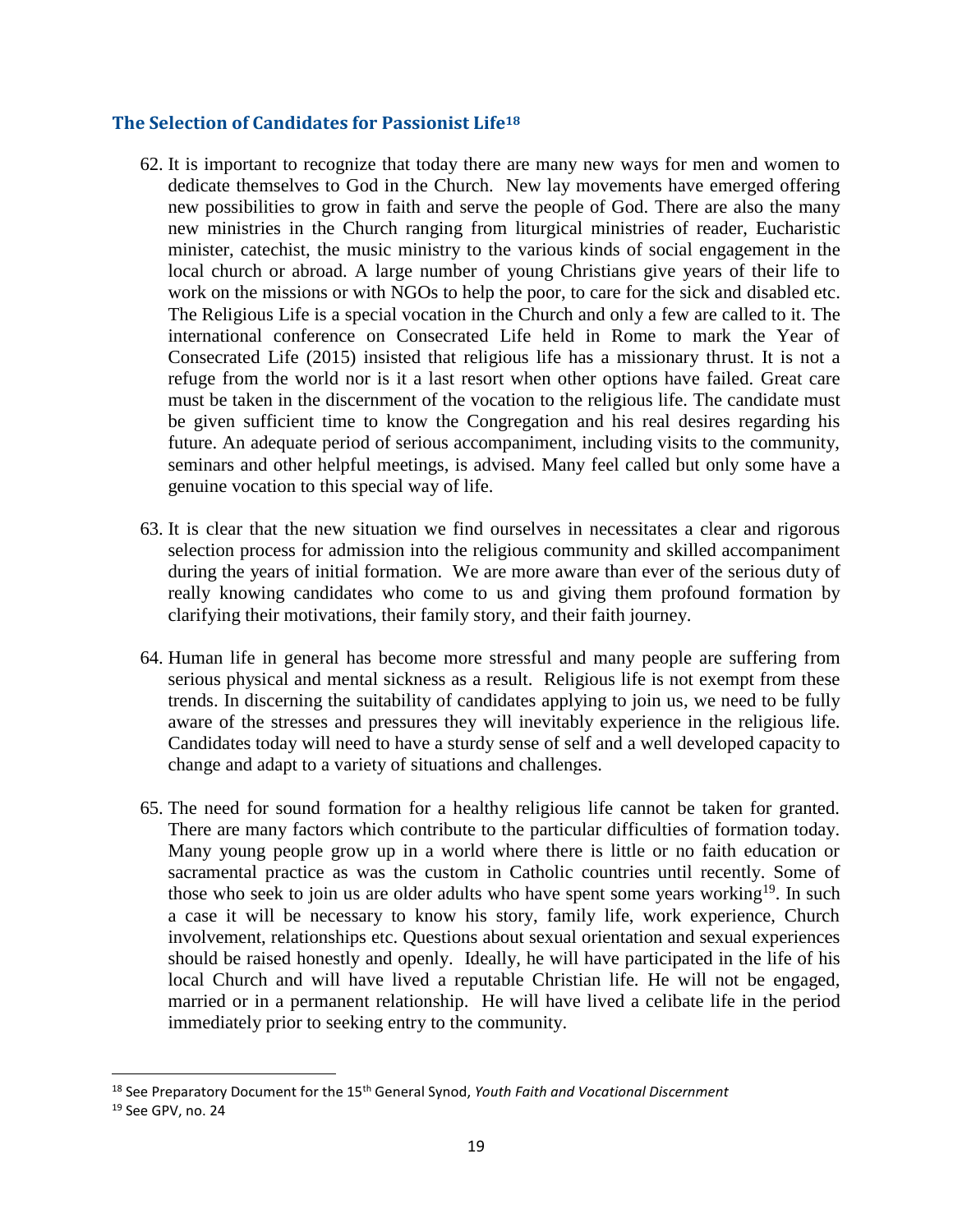## The Selection of Candidates for Passionist Life[18]

62. It is important to recognize that today there are many new ways for men and women to dedicate themselves to God in the Church. New lay movements have emerged offering new possibilities to grow in faith and serve the people of God. There are also the many new ministries in the Church ranging from liturgical ministries of reader, Eucharistic minister, catechist, the music ministry to the various kinds of social engagement in the local church or abroad. A large number of young Christians give years of their life to work on the missions or with NGOs to help the poor, to care for the sick and disabled etc. The Religious Life is a special vocation in the Church and only a few are called to it. The international conference on Consecrated Life held in Rome to mark the Year of Consecrated Life (2015) insisted that religious life has a missionary thrust. It is not a refuge from the world nor is it a last resort when other options have failed. Great care must be taken in the discernment of the vocation to the religious life. The candidate must be given sufficient time to know the Congregation and his real desires regarding his future. An adequate period of serious accompaniment, including visits to the community, seminars and other helpful meetings, is advised. Many feel called but only some have a genuine vocation to this special way of life.

63. It is clear that the new situation we find ourselves in necessitates a clear and rigorous selection process for admission into the religious community and skilled accompaniment during the years of initial formation. We are more aware than ever of the serious duty of really knowing candidates who come to us and giving them profound formation by clarifying their motivations, their family story, and their faith journey.

64. Human life in general has become more stressful and many people are suffering from serious physical and mental sickness as a result. Religious life is not exempt from these trends. In discerning the suitability of candidates applying to join us, we need to be fully aware of the stresses and pressures they will inevitably experience in the religious life. Candidates today will need to have a sturdy sense of self and a well developed capacity to change and adapt to a variety of situations and challenges.

65. The need for sound formation for a healthy religious life cannot be taken for granted. There are many factors which contribute to the particular difficulties of formation today. Many young people grow up in a world where there is little or no faith education or sacramental practice as was the custom in Catholic countries until recently. Some of those who seek to join us are older adults who have spent some years working[19]. In such a case it will be necessary to know his story, family life, work experience, Church involvement, relationships etc. Questions about sexual orientation and sexual experiences should be raised honestly and openly. Ideally, he will have participated in the life of his local Church and will have lived a reputable Christian life. He will not be engaged, married or in a permanent relationship. He will have lived a celibate life in the period immediately prior to seeking entry to the community.

---

[18] See Preparatory Document for the 15th General Synod, *Youth Faith and Vocational Discernment*

[19] See GPV, no. 24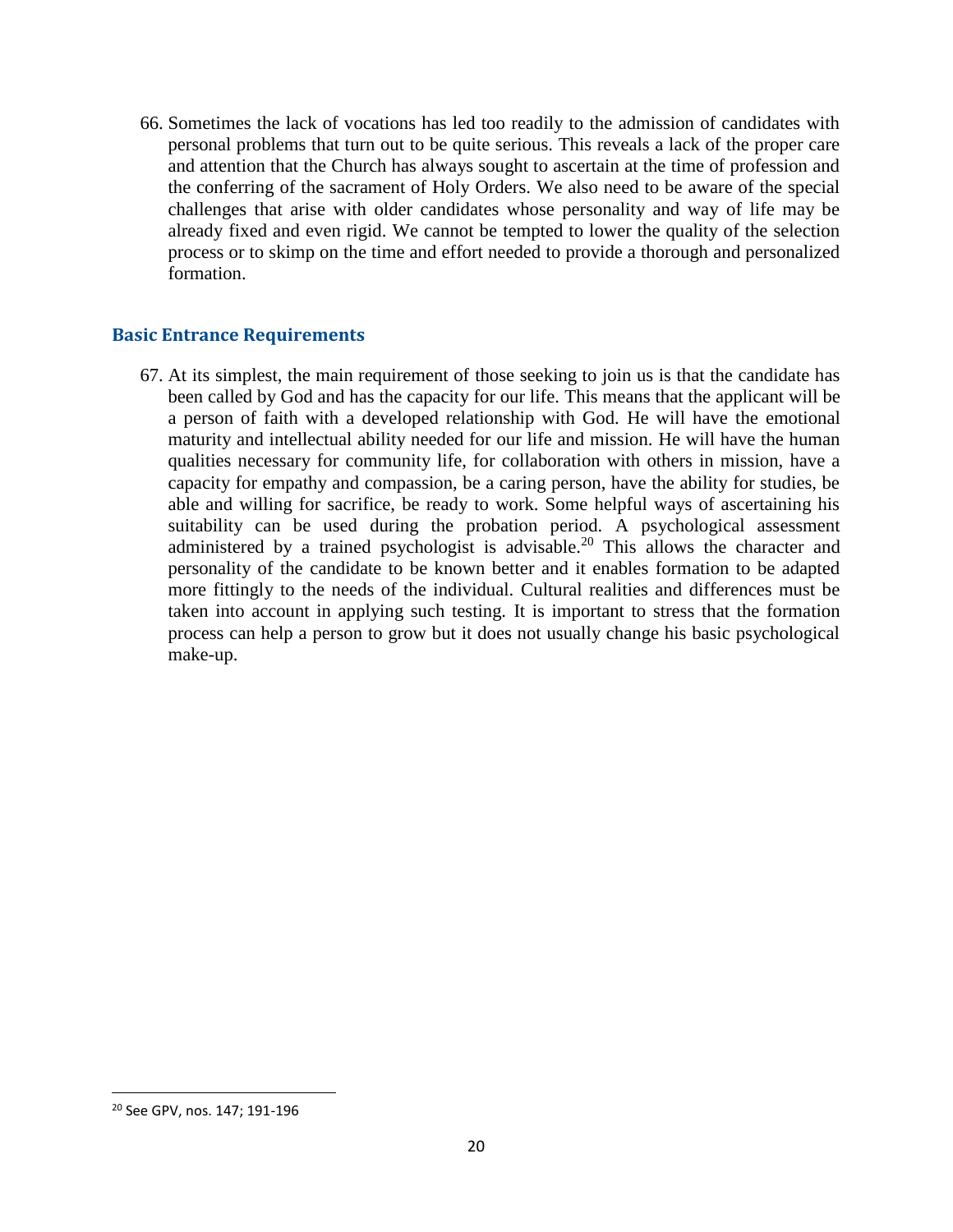66. Sometimes the lack of vocations has led too readily to the admission of candidates with personal problems that turn out to be quite serious. This reveals a lack of the proper care and attention that the Church has always sought to ascertain at the time of profession and the conferring of the sacrament of Holy Orders. We also need to be aware of the special challenges that arise with older candidates whose personality and way of life may be already fixed and even rigid. We cannot be tempted to lower the quality of the selection process or to skimp on the time and effort needed to provide a thorough and personalized formation.

### Basic Entrance Requirements

67. At its simplest, the main requirement of those seeking to join us is that the candidate has been called by God and has the capacity for our life. This means that the applicant will be a person of faith with a developed relationship with God. He will have the emotional maturity and intellectual ability needed for our life and mission. He will have the human qualities necessary for community life, for collaboration with others in mission, have a capacity for empathy and compassion, be a caring person, have the ability for studies, be able and willing for sacrifice, be ready to work. Some helpful ways of ascertaining his suitability can be used during the probation period. A psychological assessment administered by a trained psychologist is advisable.[20] This allows the character and personality of the candidate to be known better and it enables formation to be adapted more fittingly to the needs of the individual. Cultural realities and differences must be taken into account in applying such testing. It is important to stress that the formation process can help a person to grow but it does not usually change his basic psychological make-up.

[20] See GPV, nos. 147; 191-196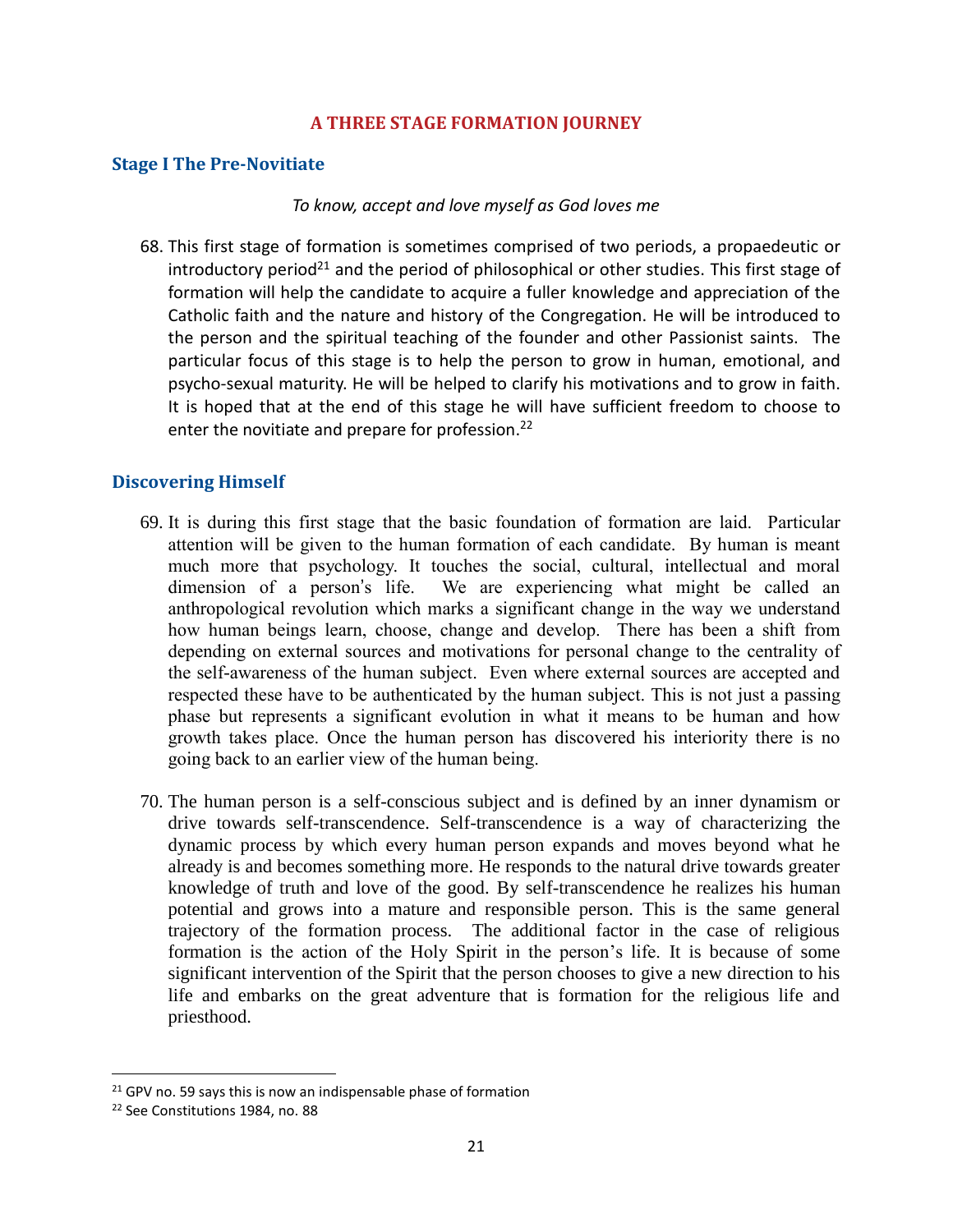# A THREE STAGE FORMATION JOURNEY

## Stage I The Pre-Novitiate

*To know, accept and love myself as God loves me*

68. This first stage of formation is sometimes comprised of two periods, a propaedeutic or introductory period[21] and the period of philosophical or other studies. This first stage of formation will help the candidate to acquire a fuller knowledge and appreciation of the Catholic faith and the nature and history of the Congregation. He will be introduced to the person and the spiritual teaching of the founder and other Passionist saints. The particular focus of this stage is to help the person to grow in human, emotional, and psycho-sexual maturity. He will be helped to clarify his motivations and to grow in faith. It is hoped that at the end of this stage he will have sufficient freedom to choose to enter the novitiate and prepare for profession.[22]

## Discovering Himself

69. It is during this first stage that the basic foundation of formation are laid. Particular attention will be given to the human formation of each candidate. By human is meant much more that psychology. It touches the social, cultural, intellectual and moral dimension of a person's life. We are experiencing what might be called an anthropological revolution which marks a significant change in the way we understand how human beings learn, choose, change and develop. There has been a shift from depending on external sources and motivations for personal change to the centrality of the self-awareness of the human subject. Even where external sources are accepted and respected these have to be authenticated by the human subject. This is not just a passing phase but represents a significant evolution in what it means to be human and how growth takes place. Once the human person has discovered his interiority there is no going back to an earlier view of the human being.

70. The human person is a self-conscious subject and is defined by an inner dynamism or drive towards self-transcendence. Self-transcendence is a way of characterizing the dynamic process by which every human person expands and moves beyond what he already is and becomes something more. He responds to the natural drive towards greater knowledge of truth and love of the good. By self-transcendence he realizes his human potential and grows into a mature and responsible person. This is the same general trajectory of the formation process. The additional factor in the case of religious formation is the action of the Holy Spirit in the person's life. It is because of some significant intervention of the Spirit that the person chooses to give a new direction to his life and embarks on the great adventure that is formation for the religious life and priesthood.

---

[21] GPV no. 59 says this is now an indispensable phase of formation

[22] See Constitutions 1984, no. 88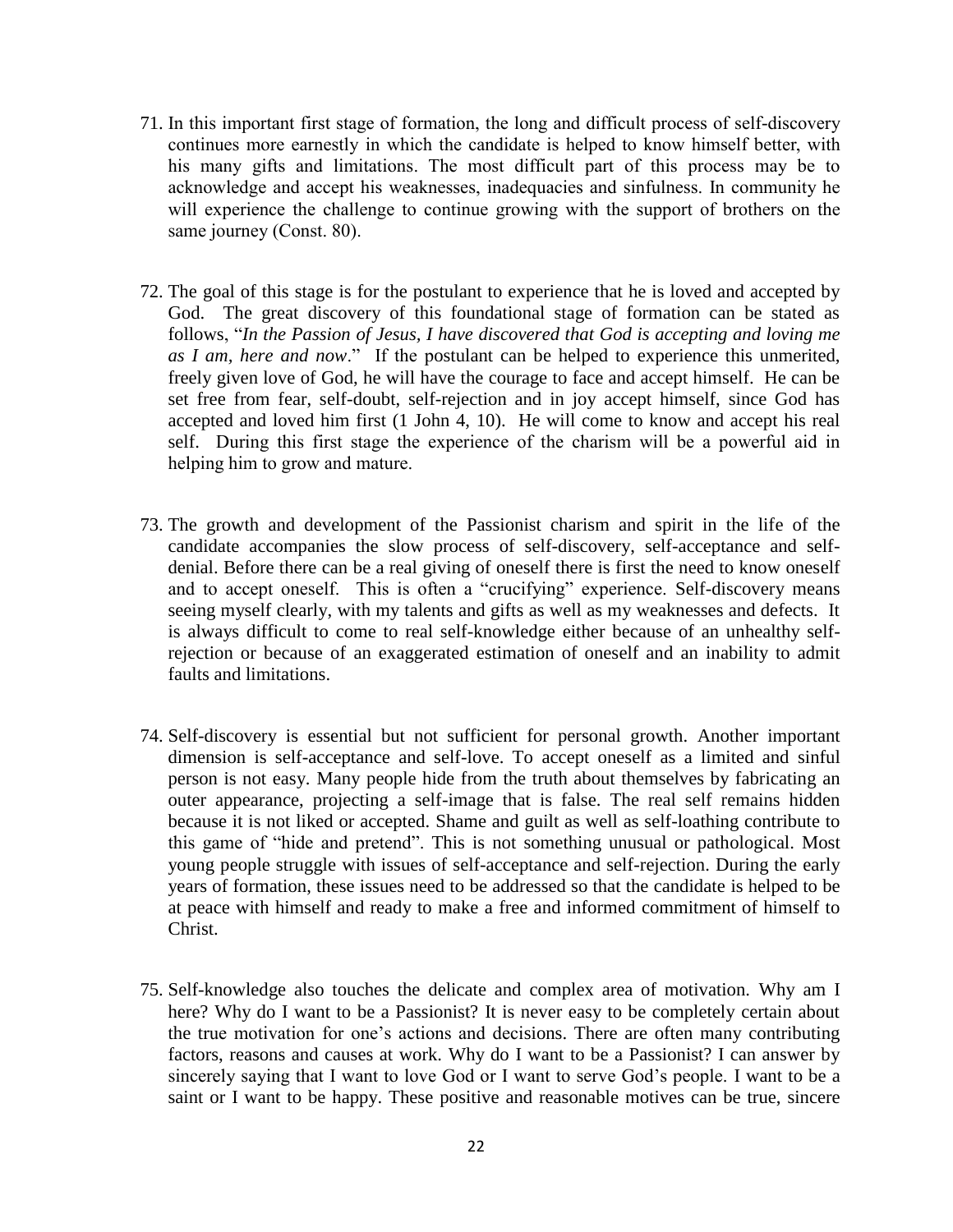71. In this important first stage of formation, the long and difficult process of self-discovery continues more earnestly in which the candidate is helped to know himself better, with his many gifts and limitations. The most difficult part of this process may be to acknowledge and accept his weaknesses, inadequacies and sinfulness. In community he will experience the challenge to continue growing with the support of brothers on the same journey (Const. 80).

72. The goal of this stage is for the postulant to experience that he is loved and accepted by God. The great discovery of this foundational stage of formation can be stated as follows, "*In the Passion of Jesus, I have discovered that God is accepting and loving me as I am, here and now*." If the postulant can be helped to experience this unmerited, freely given love of God, he will have the courage to face and accept himself. He can be set free from fear, self-doubt, self-rejection and in joy accept himself, since God has accepted and loved him first (1 John 4, 10). He will come to know and accept his real self. During this first stage the experience of the charism will be a powerful aid in helping him to grow and mature.

73. The growth and development of the Passionist charism and spirit in the life of the candidate accompanies the slow process of self-discovery, self-acceptance and self-denial. Before there can be a real giving of oneself there is first the need to know oneself and to accept oneself. This is often a "crucifying" experience. Self-discovery means seeing myself clearly, with my talents and gifts as well as my weaknesses and defects. It is always difficult to come to real self-knowledge either because of an unhealthy self-rejection or because of an exaggerated estimation of oneself and an inability to admit faults and limitations.

74. Self-discovery is essential but not sufficient for personal growth. Another important dimension is self-acceptance and self-love. To accept oneself as a limited and sinful person is not easy. Many people hide from the truth about themselves by fabricating an outer appearance, projecting a self-image that is false. The real self remains hidden because it is not liked or accepted. Shame and guilt as well as self-loathing contribute to this game of "hide and pretend". This is not something unusual or pathological. Most young people struggle with issues of self-acceptance and self-rejection. During the early years of formation, these issues need to be addressed so that the candidate is helped to be at peace with himself and ready to make a free and informed commitment of himself to Christ.

75. Self-knowledge also touches the delicate and complex area of motivation. Why am I here? Why do I want to be a Passionist? It is never easy to be completely certain about the true motivation for one's actions and decisions. There are often many contributing factors, reasons and causes at work. Why do I want to be a Passionist? I can answer by sincerely saying that I want to love God or I want to serve God's people. I want to be a saint or I want to be happy. These positive and reasonable motives can be true, sincere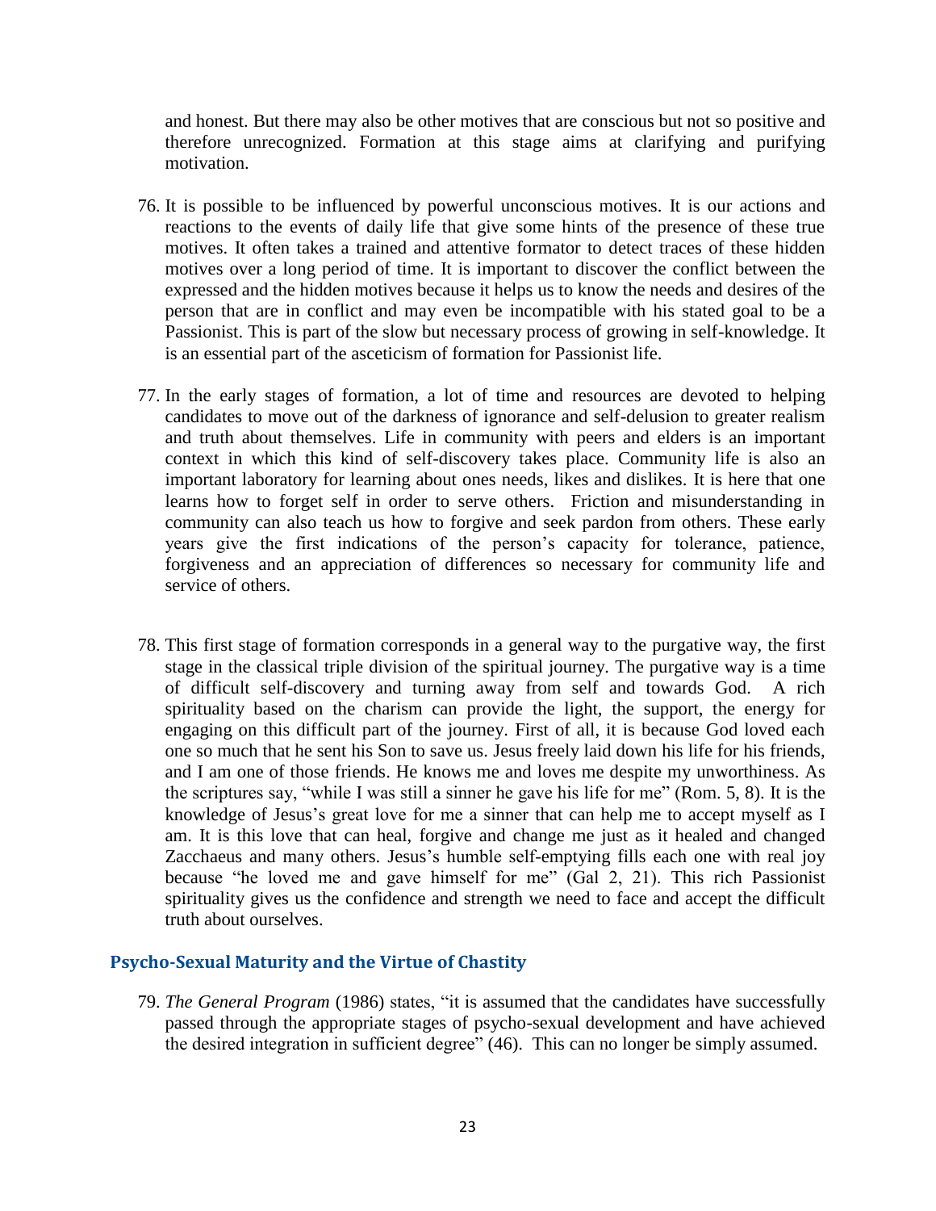and honest. But there may also be other motives that are conscious but not so positive and therefore unrecognized. Formation at this stage aims at clarifying and purifying motivation.

76. It is possible to be influenced by powerful unconscious motives. It is our actions and reactions to the events of daily life that give some hints of the presence of these true motives. It often takes a trained and attentive formator to detect traces of these hidden motives over a long period of time. It is important to discover the conflict between the expressed and the hidden motives because it helps us to know the needs and desires of the person that are in conflict and may even be incompatible with his stated goal to be a Passionist. This is part of the slow but necessary process of growing in self-knowledge. It is an essential part of the asceticism of formation for Passionist life.

77. In the early stages of formation, a lot of time and resources are devoted to helping candidates to move out of the darkness of ignorance and self-delusion to greater realism and truth about themselves. Life in community with peers and elders is an important context in which this kind of self-discovery takes place. Community life is also an important laboratory for learning about ones needs, likes and dislikes. It is here that one learns how to forget self in order to serve others. Friction and misunderstanding in community can also teach us how to forgive and seek pardon from others. These early years give the first indications of the person's capacity for tolerance, patience, forgiveness and an appreciation of differences so necessary for community life and service of others.

78. This first stage of formation corresponds in a general way to the purgative way, the first stage in the classical triple division of the spiritual journey. The purgative way is a time of difficult self-discovery and turning away from self and towards God. A rich spirituality based on the charism can provide the light, the support, the energy for engaging on this difficult part of the journey. First of all, it is because God loved each one so much that he sent his Son to save us. Jesus freely laid down his life for his friends, and I am one of those friends. He knows me and loves me despite my unworthiness. As the scriptures say, "while I was still a sinner he gave his life for me" (Rom. 5, 8). It is the knowledge of Jesus's great love for me a sinner that can help me to accept myself as I am. It is this love that can heal, forgive and change me just as it healed and changed Zacchaeus and many others. Jesus's humble self-emptying fills each one with real joy because "he loved me and gave himself for me" (Gal 2, 21). This rich Passionist spirituality gives us the confidence and strength we need to face and accept the difficult truth about ourselves.

## Psycho-Sexual Maturity and the Virtue of Chastity

79. *The General Program* (1986) states, "it is assumed that the candidates have successfully passed through the appropriate stages of psycho-sexual development and have achieved the desired integration in sufficient degree" (46). This can no longer be simply assumed.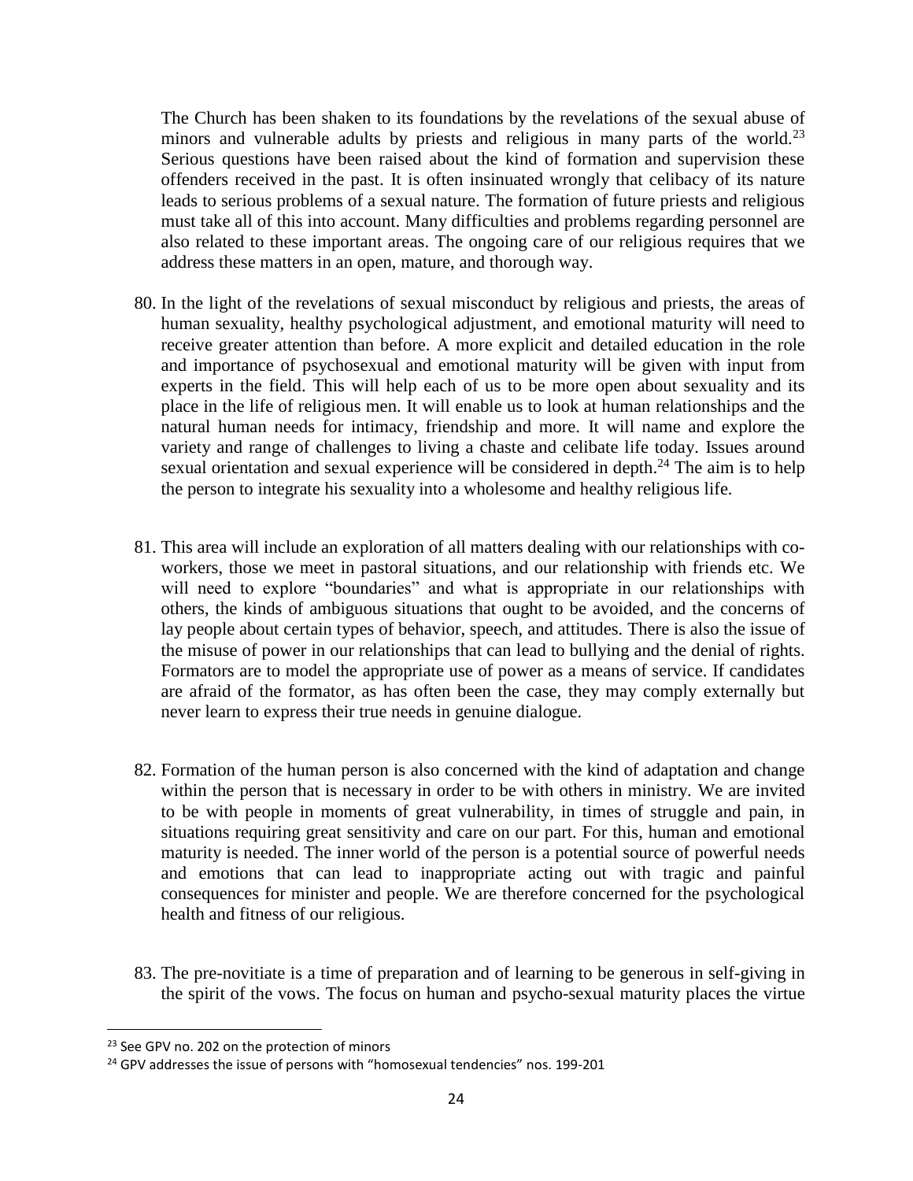The Church has been shaken to its foundations by the revelations of the sexual abuse of minors and vulnerable adults by priests and religious in many parts of the world.[23] Serious questions have been raised about the kind of formation and supervision these offenders received in the past. It is often insinuated wrongly that celibacy of its nature leads to serious problems of a sexual nature. The formation of future priests and religious must take all of this into account. Many difficulties and problems regarding personnel are also related to these important areas. The ongoing care of our religious requires that we address these matters in an open, mature, and thorough way.

80. In the light of the revelations of sexual misconduct by religious and priests, the areas of human sexuality, healthy psychological adjustment, and emotional maturity will need to receive greater attention than before. A more explicit and detailed education in the role and importance of psychosexual and emotional maturity will be given with input from experts in the field. This will help each of us to be more open about sexuality and its place in the life of religious men. It will enable us to look at human relationships and the natural human needs for intimacy, friendship and more. It will name and explore the variety and range of challenges to living a chaste and celibate life today. Issues around sexual orientation and sexual experience will be considered in depth.[24] The aim is to help the person to integrate his sexuality into a wholesome and healthy religious life.

81. This area will include an exploration of all matters dealing with our relationships with co-workers, those we meet in pastoral situations, and our relationship with friends etc. We will need to explore "boundaries" and what is appropriate in our relationships with others, the kinds of ambiguous situations that ought to be avoided, and the concerns of lay people about certain types of behavior, speech, and attitudes. There is also the issue of the misuse of power in our relationships that can lead to bullying and the denial of rights. Formators are to model the appropriate use of power as a means of service. If candidates are afraid of the formator, as has often been the case, they may comply externally but never learn to express their true needs in genuine dialogue.

82. Formation of the human person is also concerned with the kind of adaptation and change within the person that is necessary in order to be with others in ministry. We are invited to be with people in moments of great vulnerability, in times of struggle and pain, in situations requiring great sensitivity and care on our part. For this, human and emotional maturity is needed. The inner world of the person is a potential source of powerful needs and emotions that can lead to inappropriate acting out with tragic and painful consequences for minister and people. We are therefore concerned for the psychological health and fitness of our religious.

83. The pre-novitiate is a time of preparation and of learning to be generous in self-giving in the spirit of the vows. The focus on human and psycho-sexual maturity places the virtue

[23] See GPV no. 202 on the protection of minors

[24] GPV addresses the issue of persons with "homosexual tendencies" nos. 199-201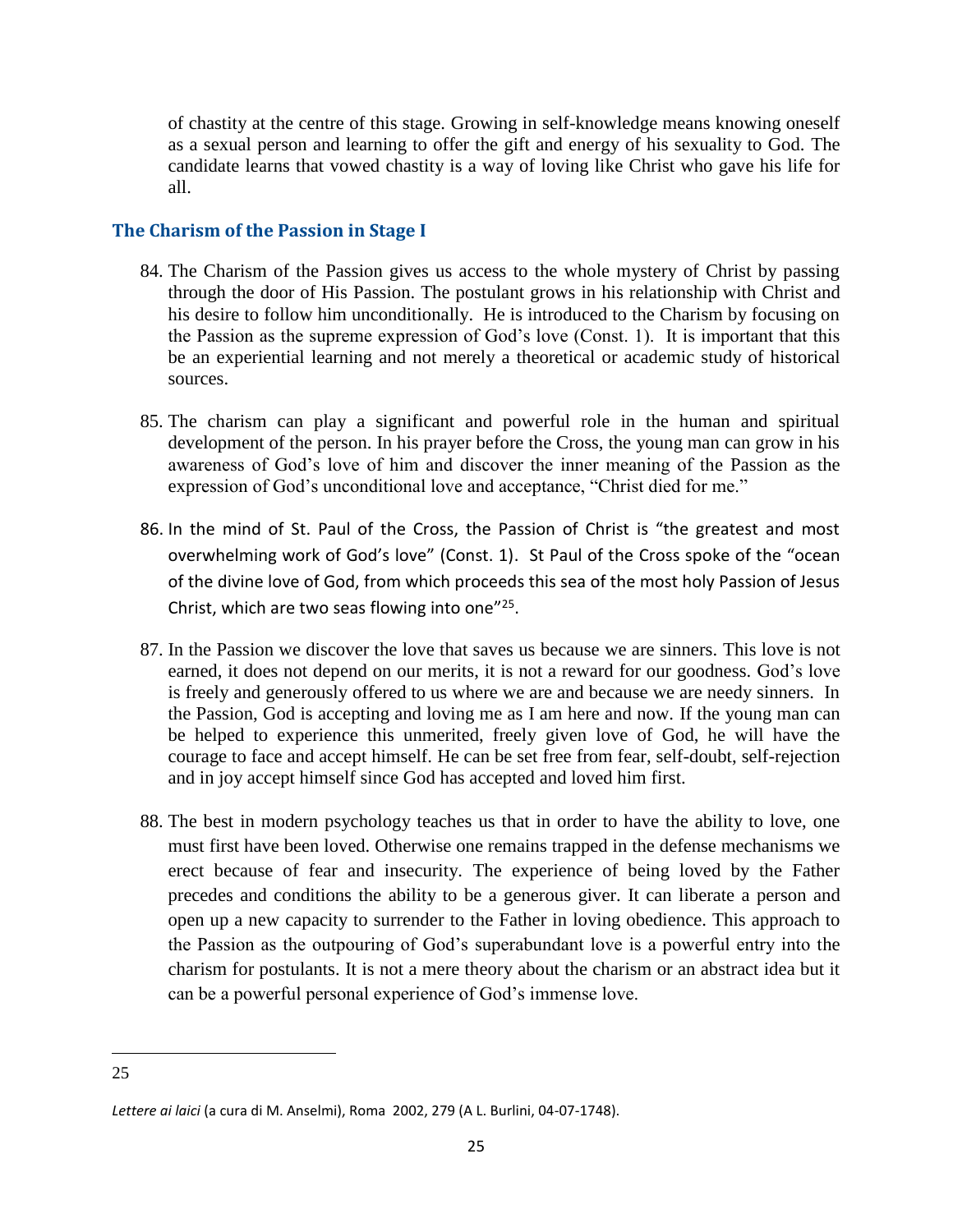of chastity at the centre of this stage. Growing in self-knowledge means knowing oneself as a sexual person and learning to offer the gift and energy of his sexuality to God. The candidate learns that vowed chastity is a way of loving like Christ who gave his life for all.

### The Charism of the Passion in Stage I

84. The Charism of the Passion gives us access to the whole mystery of Christ by passing through the door of His Passion. The postulant grows in his relationship with Christ and his desire to follow him unconditionally. He is introduced to the Charism by focusing on the Passion as the supreme expression of God's love (Const. 1). It is important that this be an experiential learning and not merely a theoretical or academic study of historical sources.

85. The charism can play a significant and powerful role in the human and spiritual development of the person. In his prayer before the Cross, the young man can grow in his awareness of God's love of him and discover the inner meaning of the Passion as the expression of God's unconditional love and acceptance, "Christ died for me."

86. In the mind of St. Paul of the Cross, the Passion of Christ is "the greatest and most overwhelming work of God's love" (Const. 1). St Paul of the Cross spoke of the "ocean of the divine love of God, from which proceeds this sea of the most holy Passion of Jesus Christ, which are two seas flowing into one"[25].

87. In the Passion we discover the love that saves us because we are sinners. This love is not earned, it does not depend on our merits, it is not a reward for our goodness. God's love is freely and generously offered to us where we are and because we are needy sinners. In the Passion, God is accepting and loving me as I am here and now. If the young man can be helped to experience this unmerited, freely given love of God, he will have the courage to face and accept himself. He can be set free from fear, self-doubt, self-rejection and in joy accept himself since God has accepted and loved him first.

88. The best in modern psychology teaches us that in order to have the ability to love, one must first have been loved. Otherwise one remains trapped in the defense mechanisms we erect because of fear and insecurity. The experience of being loved by the Father precedes and conditions the ability to be a generous giver. It can liberate a person and open up a new capacity to surrender to the Father in loving obedience. This approach to the Passion as the outpouring of God's superabundant love is a powerful entry into the charism for postulants. It is not a mere theory about the charism or an abstract idea but it can be a powerful personal experience of God's immense love.

---

25 *Lettere ai laici* (a cura di M. Anselmi), Roma 2002, 279 (A L. Burlini, 04-07-1748).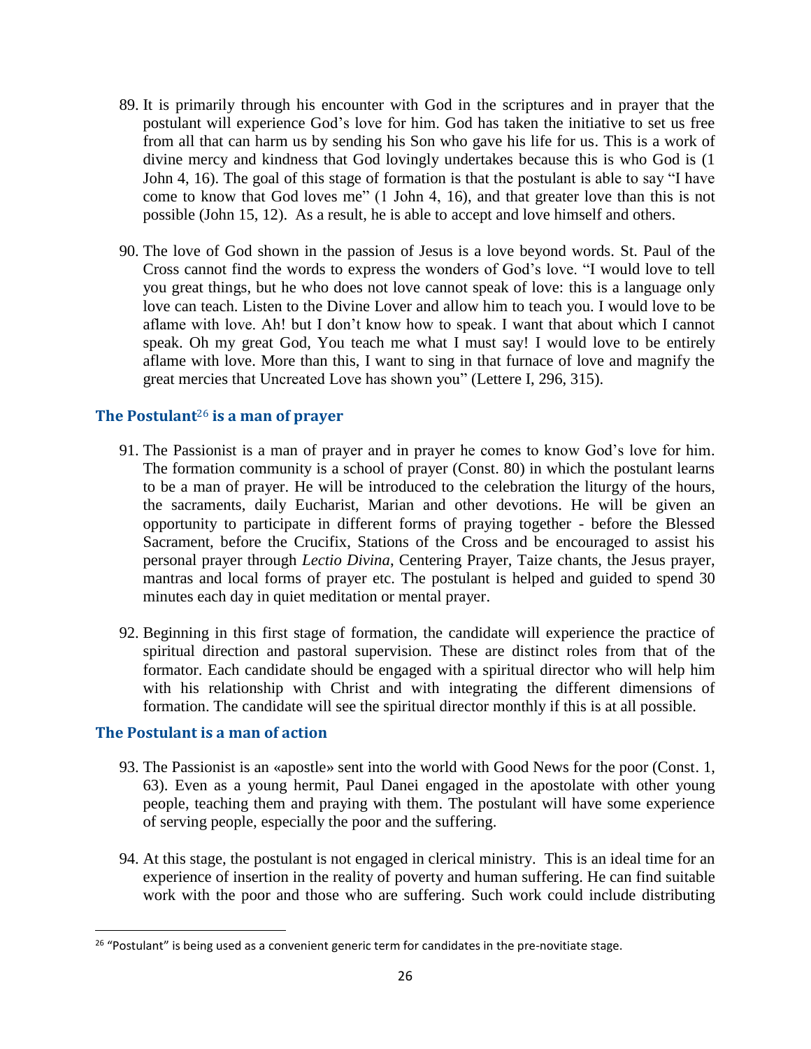89. It is primarily through his encounter with God in the scriptures and in prayer that the postulant will experience God's love for him. God has taken the initiative to set us free from all that can harm us by sending his Son who gave his life for us. This is a work of divine mercy and kindness that God lovingly undertakes because this is who God is (1 John 4, 16). The goal of this stage of formation is that the postulant is able to say "I have come to know that God loves me" (1 John 4, 16), and that greater love than this is not possible (John 15, 12). As a result, he is able to accept and love himself and others.

90. The love of God shown in the passion of Jesus is a love beyond words. St. Paul of the Cross cannot find the words to express the wonders of God's love. "I would love to tell you great things, but he who does not love cannot speak of love: this is a language only love can teach. Listen to the Divine Lover and allow him to teach you. I would love to be aflame with love. Ah! but I don't know how to speak. I want that about which I cannot speak. Oh my great God, You teach me what I must say! I would love to be entirely aflame with love. More than this, I want to sing in that furnace of love and magnify the great mercies that Uncreated Love has shown you" (Lettere I, 296, 315).

## The Postulant[26] is a man of prayer

91. The Passionist is a man of prayer and in prayer he comes to know God's love for him. The formation community is a school of prayer (Const. 80) in which the postulant learns to be a man of prayer. He will be introduced to the celebration the liturgy of the hours, the sacraments, daily Eucharist, Marian and other devotions. He will be given an opportunity to participate in different forms of praying together - before the Blessed Sacrament, before the Crucifix, Stations of the Cross and be encouraged to assist his personal prayer through *Lectio Divina*, Centering Prayer, Taize chants, the Jesus prayer, mantras and local forms of prayer etc. The postulant is helped and guided to spend 30 minutes each day in quiet meditation or mental prayer.

92. Beginning in this first stage of formation, the candidate will experience the practice of spiritual direction and pastoral supervision. These are distinct roles from that of the formator. Each candidate should be engaged with a spiritual director who will help him with his relationship with Christ and with integrating the different dimensions of formation. The candidate will see the spiritual director monthly if this is at all possible.

## The Postulant is a man of action

93. The Passionist is an «apostle» sent into the world with Good News for the poor (Const. 1, 63). Even as a young hermit, Paul Danei engaged in the apostolate with other young people, teaching them and praying with them. The postulant will have some experience of serving people, especially the poor and the suffering.

94. At this stage, the postulant is not engaged in clerical ministry. This is an ideal time for an experience of insertion in the reality of poverty and human suffering. He can find suitable work with the poor and those who are suffering. Such work could include distributing

[26] "Postulant" is being used as a convenient generic term for candidates in the pre-novitiate stage.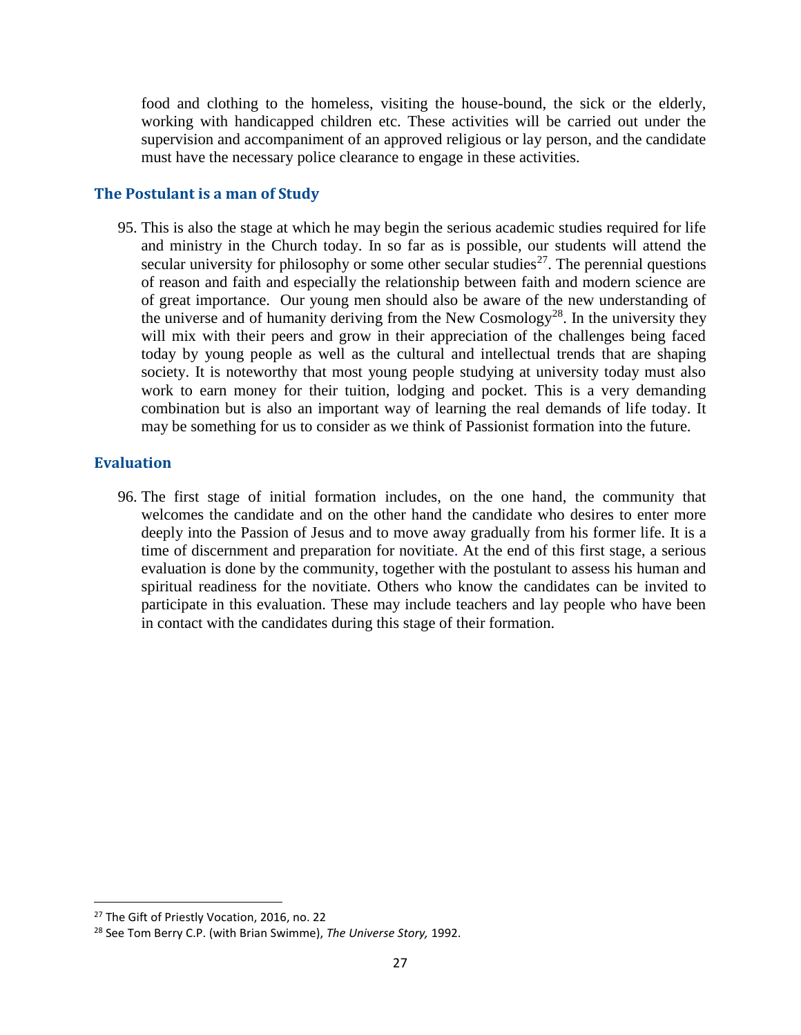food and clothing to the homeless, visiting the house-bound, the sick or the elderly, working with handicapped children etc. These activities will be carried out under the supervision and accompaniment of an approved religious or lay person, and the candidate must have the necessary police clearance to engage in these activities.

### The Postulant is a man of Study

95. This is also the stage at which he may begin the serious academic studies required for life and ministry in the Church today. In so far as is possible, our students will attend the secular university for philosophy or some other secular studies[27]. The perennial questions of reason and faith and especially the relationship between faith and modern science are of great importance. Our young men should also be aware of the new understanding of the universe and of humanity deriving from the New Cosmology[28]. In the university they will mix with their peers and grow in their appreciation of the challenges being faced today by young people as well as the cultural and intellectual trends that are shaping society. It is noteworthy that most young people studying at university today must also work to earn money for their tuition, lodging and pocket. This is a very demanding combination but is also an important way of learning the real demands of life today. It may be something for us to consider as we think of Passionist formation into the future.

### Evaluation

96. The first stage of initial formation includes, on the one hand, the community that welcomes the candidate and on the other hand the candidate who desires to enter more deeply into the Passion of Jesus and to move away gradually from his former life. It is a time of discernment and preparation for novitiate. At the end of this first stage, a serious evaluation is done by the community, together with the postulant to assess his human and spiritual readiness for the novitiate. Others who know the candidates can be invited to participate in this evaluation. These may include teachers and lay people who have been in contact with the candidates during this stage of their formation.

---

[27] The Gift of Priestly Vocation, 2016, no. 22

[28] See Tom Berry C.P. (with Brian Swimme), *The Universe Story,* 1992.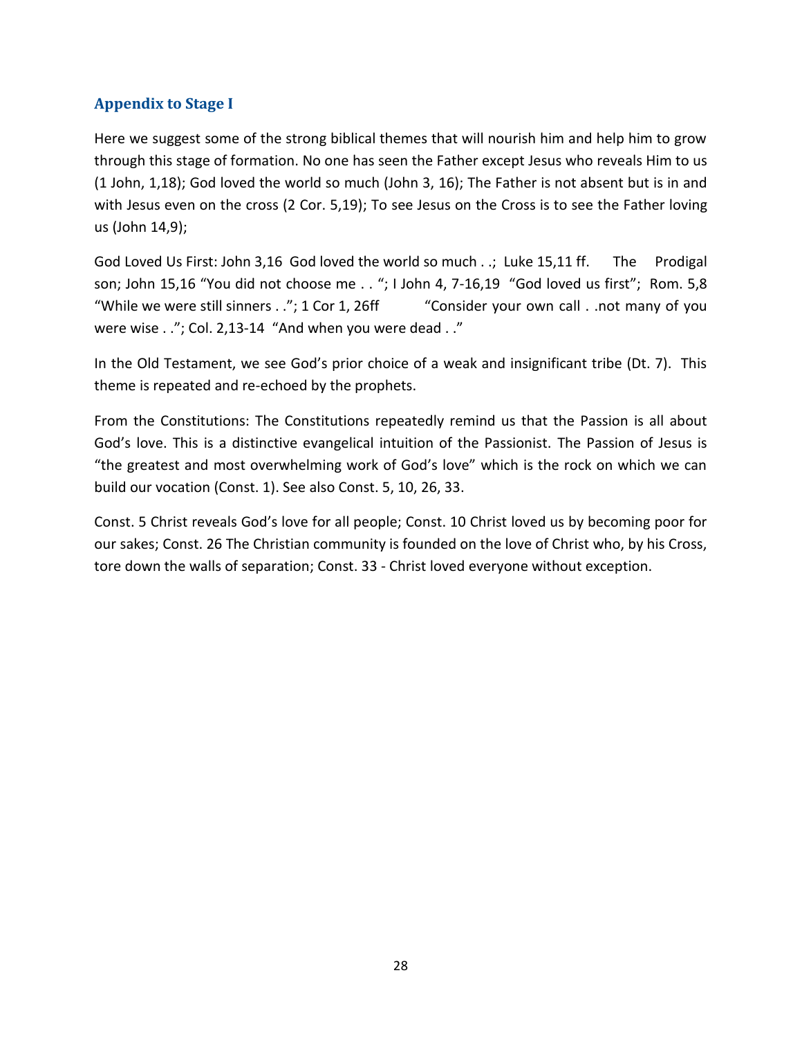## Appendix to Stage I

Here we suggest some of the strong biblical themes that will nourish him and help him to grow through this stage of formation. No one has seen the Father except Jesus who reveals Him to us (1 John, 1,18); God loved the world so much (John 3, 16); The Father is not absent but is in and with Jesus even on the cross (2 Cor. 5,19); To see Jesus on the Cross is to see the Father loving us (John 14,9);

God Loved Us First: John 3,16 God loved the world so much . .; Luke 15,11 ff. The Prodigal son; John 15,16 "You did not choose me . . "; I John 4, 7-16,19 "God loved us first"; Rom. 5,8 "While we were still sinners . ."; 1 Cor 1, 26ff "Consider your own call . .not many of you were wise . ."; Col. 2,13-14 "And when you were dead . ."

In the Old Testament, we see God's prior choice of a weak and insignificant tribe (Dt. 7). This theme is repeated and re-echoed by the prophets.

From the Constitutions: The Constitutions repeatedly remind us that the Passion is all about God's love. This is a distinctive evangelical intuition of the Passionist. The Passion of Jesus is "the greatest and most overwhelming work of God's love" which is the rock on which we can build our vocation (Const. 1). See also Const. 5, 10, 26, 33.

Const. 5 Christ reveals God's love for all people; Const. 10 Christ loved us by becoming poor for our sakes; Const. 26 The Christian community is founded on the love of Christ who, by his Cross, tore down the walls of separation; Const. 33 - Christ loved everyone without exception.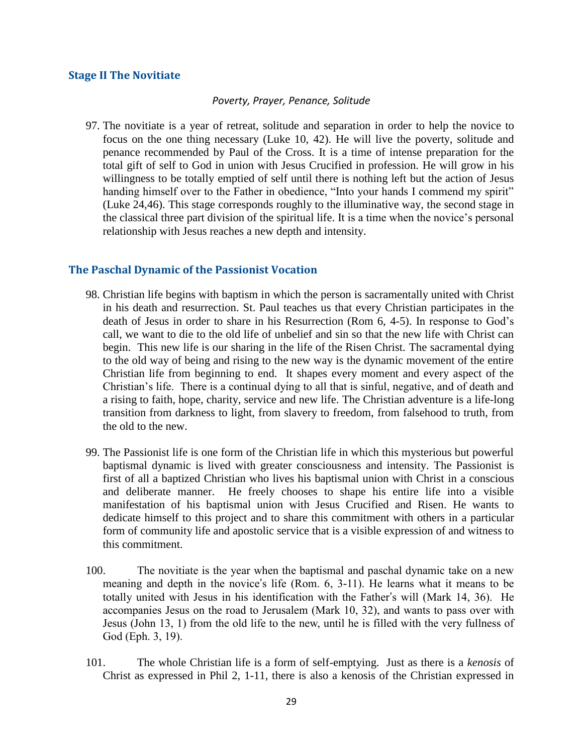## Stage II The Novitiate

*Poverty, Prayer, Penance, Solitude*

97. The novitiate is a year of retreat, solitude and separation in order to help the novice to focus on the one thing necessary (Luke 10, 42). He will live the poverty, solitude and penance recommended by Paul of the Cross. It is a time of intense preparation for the total gift of self to God in union with Jesus Crucified in profession. He will grow in his willingness to be totally emptied of self until there is nothing left but the action of Jesus handing himself over to the Father in obedience, "Into your hands I commend my spirit" (Luke 24,46). This stage corresponds roughly to the illuminative way, the second stage in the classical three part division of the spiritual life. It is a time when the novice's personal relationship with Jesus reaches a new depth and intensity.

## The Paschal Dynamic of the Passionist Vocation

98. Christian life begins with baptism in which the person is sacramentally united with Christ in his death and resurrection. St. Paul teaches us that every Christian participates in the death of Jesus in order to share in his Resurrection (Rom 6, 4-5). In response to God's call, we want to die to the old life of unbelief and sin so that the new life with Christ can begin. This new life is our sharing in the life of the Risen Christ. The sacramental dying to the old way of being and rising to the new way is the dynamic movement of the entire Christian life from beginning to end. It shapes every moment and every aspect of the Christian's life. There is a continual dying to all that is sinful, negative, and of death and a rising to faith, hope, charity, service and new life. The Christian adventure is a life-long transition from darkness to light, from slavery to freedom, from falsehood to truth, from the old to the new.

99. The Passionist life is one form of the Christian life in which this mysterious but powerful baptismal dynamic is lived with greater consciousness and intensity. The Passionist is first of all a baptized Christian who lives his baptismal union with Christ in a conscious and deliberate manner. He freely chooses to shape his entire life into a visible manifestation of his baptismal union with Jesus Crucified and Risen. He wants to dedicate himself to this project and to share this commitment with others in a particular form of community life and apostolic service that is a visible expression of and witness to this commitment.

100. The novitiate is the year when the baptismal and paschal dynamic take on a new meaning and depth in the novice's life (Rom. 6, 3-11). He learns what it means to be totally united with Jesus in his identification with the Father's will (Mark 14, 36). He accompanies Jesus on the road to Jerusalem (Mark 10, 32), and wants to pass over with Jesus (John 13, 1) from the old life to the new, until he is filled with the very fullness of God (Eph. 3, 19).

101. The whole Christian life is a form of self-emptying. Just as there is a *kenosis* of Christ as expressed in Phil 2, 1-11, there is also a kenosis of the Christian expressed in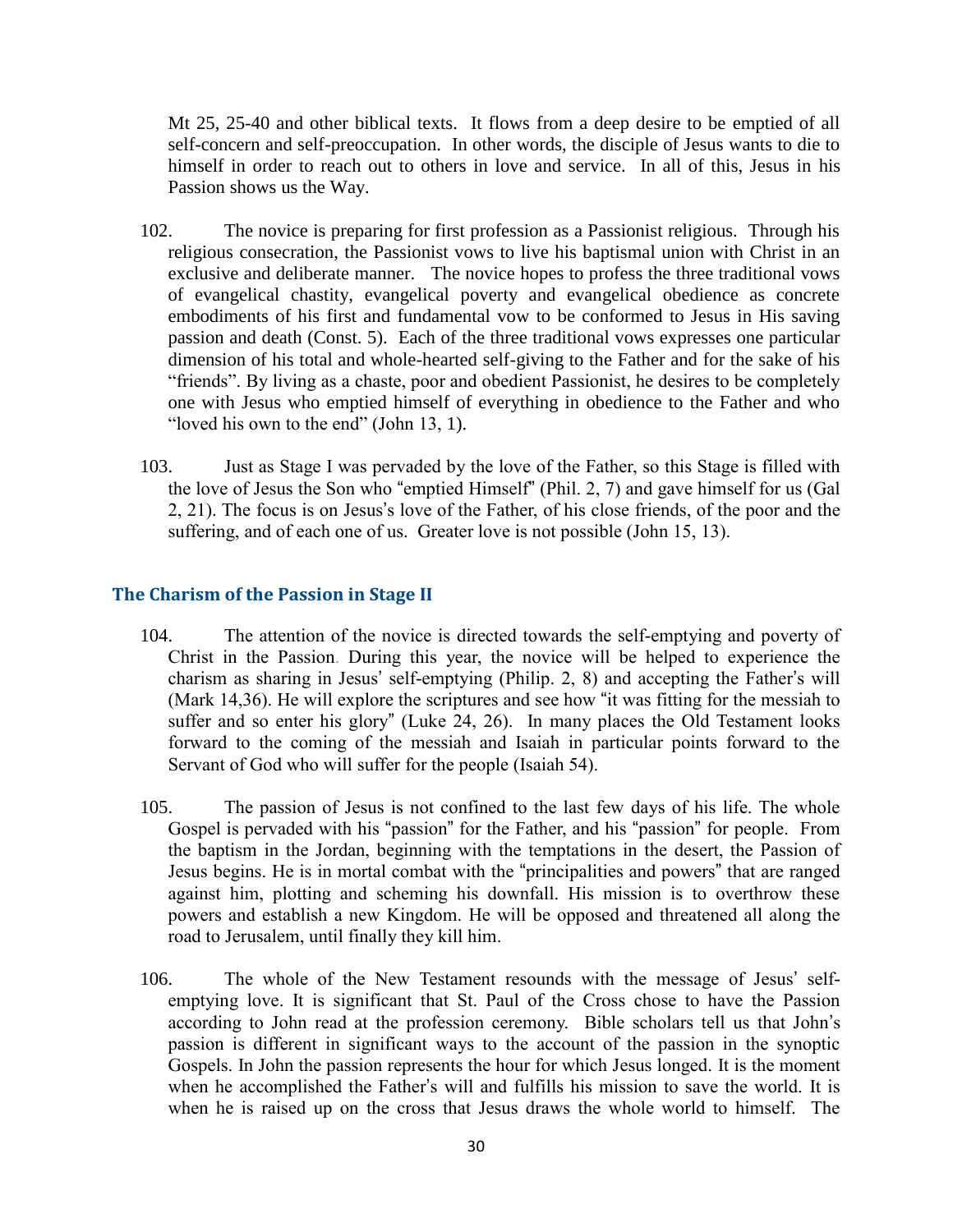Mt 25, 25-40 and other biblical texts. It flows from a deep desire to be emptied of all self-concern and self-preoccupation. In other words, the disciple of Jesus wants to die to himself in order to reach out to others in love and service. In all of this, Jesus in his Passion shows us the Way.

102. The novice is preparing for first profession as a Passionist religious. Through his religious consecration, the Passionist vows to live his baptismal union with Christ in an exclusive and deliberate manner. The novice hopes to profess the three traditional vows of evangelical chastity, evangelical poverty and evangelical obedience as concrete embodiments of his first and fundamental vow to be conformed to Jesus in His saving passion and death (Const. 5). Each of the three traditional vows expresses one particular dimension of his total and whole-hearted self-giving to the Father and for the sake of his "friends". By living as a chaste, poor and obedient Passionist, he desires to be completely one with Jesus who emptied himself of everything in obedience to the Father and who "loved his own to the end" (John 13, 1).

103. Just as Stage I was pervaded by the love of the Father, so this Stage is filled with the love of Jesus the Son who "emptied Himself" (Phil. 2, 7) and gave himself for us (Gal 2, 21). The focus is on Jesus's love of the Father, of his close friends, of the poor and the suffering, and of each one of us. Greater love is not possible (John 15, 13).

## The Charism of the Passion in Stage II

104. The attention of the novice is directed towards the self-emptying and poverty of Christ in the Passion. During this year, the novice will be helped to experience the charism as sharing in Jesus' self-emptying (Philip. 2, 8) and accepting the Father's will (Mark 14,36). He will explore the scriptures and see how "it was fitting for the messiah to suffer and so enter his glory" (Luke 24, 26). In many places the Old Testament looks forward to the coming of the messiah and Isaiah in particular points forward to the Servant of God who will suffer for the people (Isaiah 54).

105. The passion of Jesus is not confined to the last few days of his life. The whole Gospel is pervaded with his "passion" for the Father, and his "passion" for people. From the baptism in the Jordan, beginning with the temptations in the desert, the Passion of Jesus begins. He is in mortal combat with the "principalities and powers" that are ranged against him, plotting and scheming his downfall. His mission is to overthrow these powers and establish a new Kingdom. He will be opposed and threatened all along the road to Jerusalem, until finally they kill him.

106. The whole of the New Testament resounds with the message of Jesus' self-emptying love. It is significant that St. Paul of the Cross chose to have the Passion according to John read at the profession ceremony. Bible scholars tell us that John's passion is different in significant ways to the account of the passion in the synoptic Gospels. In John the passion represents the hour for which Jesus longed. It is the moment when he accomplished the Father's will and fulfills his mission to save the world. It is when he is raised up on the cross that Jesus draws the whole world to himself. The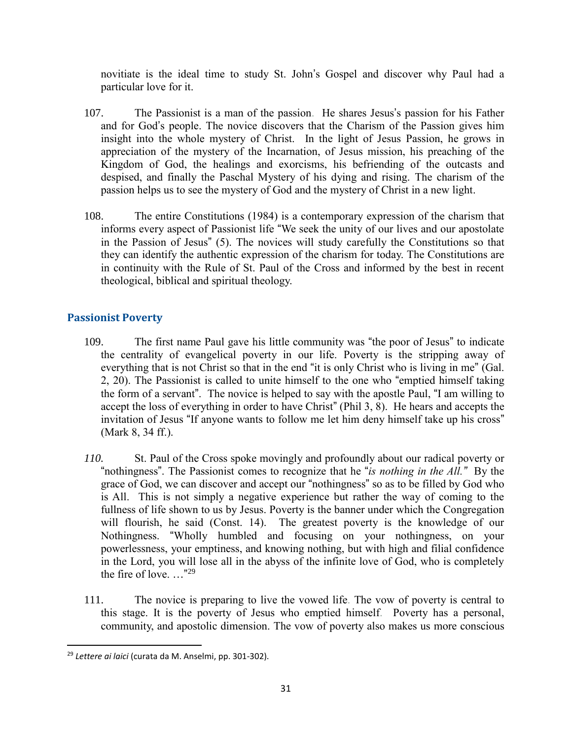novitiate is the ideal time to study St. John's Gospel and discover why Paul had a particular love for it.

107. The Passionist is a man of the passion. He shares Jesus's passion for his Father and for God's people. The novice discovers that the Charism of the Passion gives him insight into the whole mystery of Christ. In the light of Jesus Passion, he grows in appreciation of the mystery of the Incarnation, of Jesus mission, his preaching of the Kingdom of God, the healings and exorcisms, his befriending of the outcasts and despised, and finally the Paschal Mystery of his dying and rising. The charism of the passion helps us to see the mystery of God and the mystery of Christ in a new light.

108. The entire Constitutions (1984) is a contemporary expression of the charism that informs every aspect of Passionist life "We seek the unity of our lives and our apostolate in the Passion of Jesus" (5). The novices will study carefully the Constitutions so that they can identify the authentic expression of the charism for today. The Constitutions are in continuity with the Rule of St. Paul of the Cross and informed by the best in recent theological, biblical and spiritual theology.

## Passionist Poverty

109. The first name Paul gave his little community was "the poor of Jesus" to indicate the centrality of evangelical poverty in our life. Poverty is the stripping away of everything that is not Christ so that in the end "it is only Christ who is living in me" (Gal. 2, 20). The Passionist is called to unite himself to the one who "emptied himself taking the form of a servant". The novice is helped to say with the apostle Paul, "I am willing to accept the loss of everything in order to have Christ" (Phil 3, 8). He hears and accepts the invitation of Jesus "If anyone wants to follow me let him deny himself take up his cross" (Mark 8, 34 ff.).

*110.* St. Paul of the Cross spoke movingly and profoundly about our radical poverty or "nothingness". The Passionist comes to recognize that he "*is nothing in the All."* By the grace of God, we can discover and accept our "nothingness" so as to be filled by God who is All. This is not simply a negative experience but rather the way of coming to the fullness of life shown to us by Jesus. Poverty is the banner under which the Congregation will flourish, he said (Const. 14). The greatest poverty is the knowledge of our Nothingness. "Wholly humbled and focusing on your nothingness, on your powerlessness, your emptiness, and knowing nothing, but with high and filial confidence in the Lord, you will lose all in the abyss of the infinite love of God, who is completely the fire of love. …"[29]

111. The novice is preparing to live the vowed life. The vow of poverty is central to this stage. It is the poverty of Jesus who emptied himself. Poverty has a personal, community, and apostolic dimension. The vow of poverty also makes us more conscious

[29] *Lettere ai laici* (curata da M. Anselmi, pp. 301-302).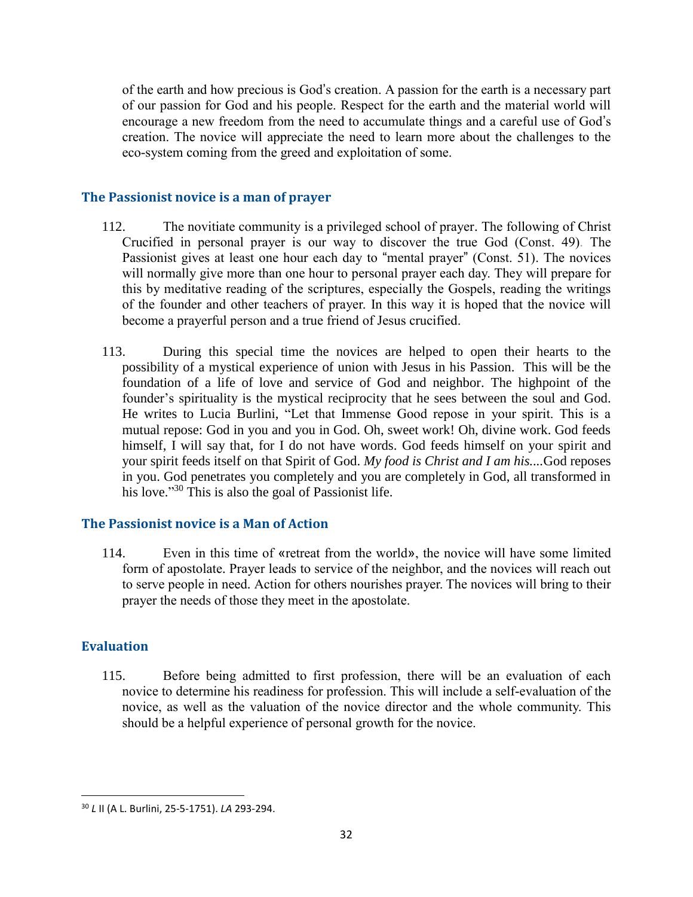of the earth and how precious is God's creation. A passion for the earth is a necessary part of our passion for God and his people. Respect for the earth and the material world will encourage a new freedom from the need to accumulate things and a careful use of God's creation. The novice will appreciate the need to learn more about the challenges to the eco-system coming from the greed and exploitation of some.

### The Passionist novice is a man of prayer

112. The novitiate community is a privileged school of prayer. The following of Christ Crucified in personal prayer is our way to discover the true God (Const. 49). The Passionist gives at least one hour each day to "mental prayer" (Const. 51). The novices will normally give more than one hour to personal prayer each day. They will prepare for this by meditative reading of the scriptures, especially the Gospels, reading the writings of the founder and other teachers of prayer. In this way it is hoped that the novice will become a prayerful person and a true friend of Jesus crucified.

113. During this special time the novices are helped to open their hearts to the possibility of a mystical experience of union with Jesus in his Passion. This will be the foundation of a life of love and service of God and neighbor. The highpoint of the founder's spirituality is the mystical reciprocity that he sees between the soul and God. He writes to Lucia Burlini, "Let that Immense Good repose in your spirit. This is a mutual repose: God in you and you in God. Oh, sweet work! Oh, divine work. God feeds himself, I will say that, for I do not have words. God feeds himself on your spirit and your spirit feeds itself on that Spirit of God. *My food is Christ and I am his....*God reposes in you. God penetrates you completely and you are completely in God, all transformed in his love."[30] This is also the goal of Passionist life.

### The Passionist novice is a Man of Action

114. Even in this time of «retreat from the world», the novice will have some limited form of apostolate. Prayer leads to service of the neighbor, and the novices will reach out to serve people in need. Action for others nourishes prayer. The novices will bring to their prayer the needs of those they meet in the apostolate.

### Evaluation

115. Before being admitted to first profession, there will be an evaluation of each novice to determine his readiness for profession. This will include a self-evaluation of the novice, as well as the valuation of the novice director and the whole community. This should be a helpful experience of personal growth for the novice.

---

[30] *L* II (A L. Burlini, 25-5-1751). *LA* 293-294.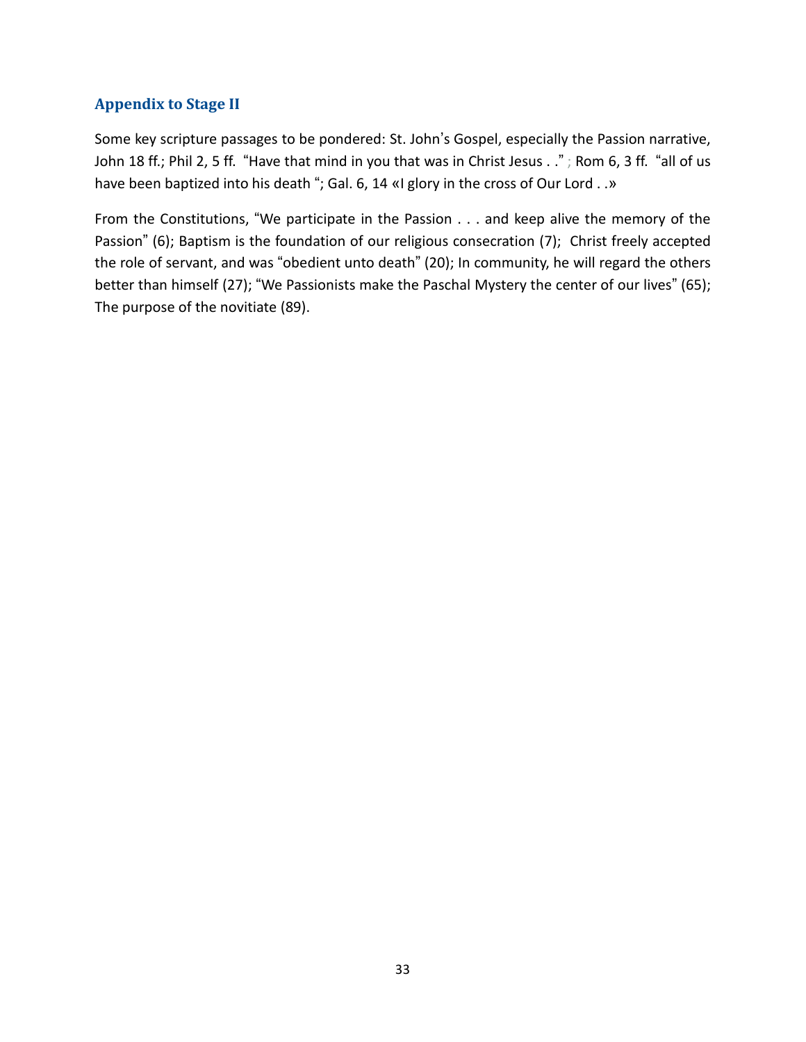## Appendix to Stage II

Some key scripture passages to be pondered: St. John's Gospel, especially the Passion narrative, John 18 ff.; Phil 2, 5 ff. "Have that mind in you that was in Christ Jesus . ." ; Rom 6, 3 ff. "all of us have been baptized into his death "; Gal. 6, 14 «I glory in the cross of Our Lord . .»

From the Constitutions, "We participate in the Passion . . . and keep alive the memory of the Passion" (6); Baptism is the foundation of our religious consecration (7); Christ freely accepted the role of servant, and was "obedient unto death" (20); In community, he will regard the others better than himself (27); "We Passionists make the Paschal Mystery the center of our lives" (65); The purpose of the novitiate (89).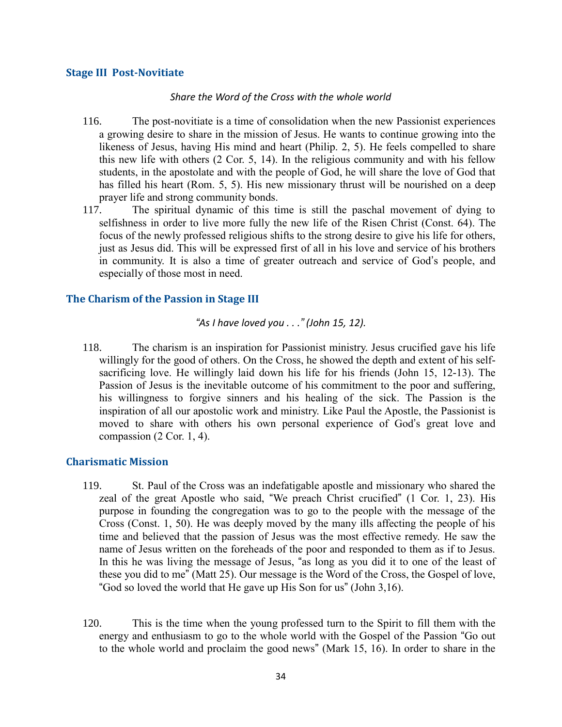## Stage III Post-Novitiate

*Share the Word of the Cross with the whole world*

116. The post-novitiate is a time of consolidation when the new Passionist experiences a growing desire to share in the mission of Jesus. He wants to continue growing into the likeness of Jesus, having His mind and heart (Philip. 2, 5). He feels compelled to share this new life with others (2 Cor. 5, 14). In the religious community and with his fellow students, in the apostolate and with the people of God, he will share the love of God that has filled his heart (Rom. 5, 5). His new missionary thrust will be nourished on a deep prayer life and strong community bonds.

117. The spiritual dynamic of this time is still the paschal movement of dying to selfishness in order to live more fully the new life of the Risen Christ (Const. 64). The focus of the newly professed religious shifts to the strong desire to give his life for others, just as Jesus did. This will be expressed first of all in his love and service of his brothers in community. It is also a time of greater outreach and service of God's people, and especially of those most in need.

## The Charism of the Passion in Stage III

*"As I have loved you . . ." (John 15, 12).*

118. The charism is an inspiration for Passionist ministry. Jesus crucified gave his life willingly for the good of others. On the Cross, he showed the depth and extent of his self-sacrificing love. He willingly laid down his life for his friends (John 15, 12-13). The Passion of Jesus is the inevitable outcome of his commitment to the poor and suffering, his willingness to forgive sinners and his healing of the sick. The Passion is the inspiration of all our apostolic work and ministry. Like Paul the Apostle, the Passionist is moved to share with others his own personal experience of God's great love and compassion (2 Cor. 1, 4).

## Charismatic Mission

119. St. Paul of the Cross was an indefatigable apostle and missionary who shared the zeal of the great Apostle who said, "We preach Christ crucified" (1 Cor. 1, 23). His purpose in founding the congregation was to go to the people with the message of the Cross (Const. 1, 50). He was deeply moved by the many ills affecting the people of his time and believed that the passion of Jesus was the most effective remedy. He saw the name of Jesus written on the foreheads of the poor and responded to them as if to Jesus. In this he was living the message of Jesus, "as long as you did it to one of the least of these you did to me" (Matt 25). Our message is the Word of the Cross, the Gospel of love, "God so loved the world that He gave up His Son for us" (John 3,16).

120. This is the time when the young professed turn to the Spirit to fill them with the energy and enthusiasm to go to the whole world with the Gospel of the Passion "Go out to the whole world and proclaim the good news" (Mark 15, 16). In order to share in the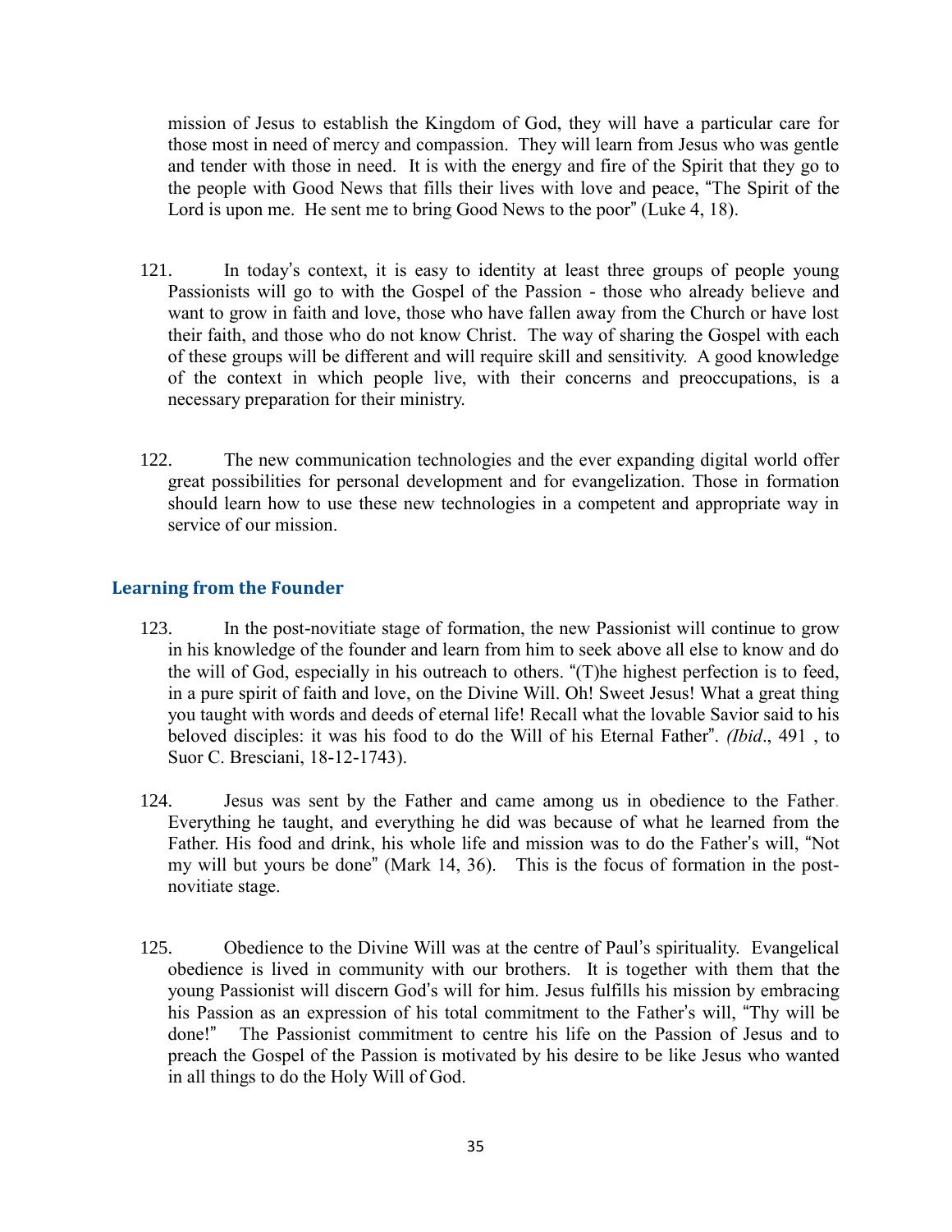mission of Jesus to establish the Kingdom of God, they will have a particular care for those most in need of mercy and compassion. They will learn from Jesus who was gentle and tender with those in need. It is with the energy and fire of the Spirit that they go to the people with Good News that fills their lives with love and peace, "The Spirit of the Lord is upon me. He sent me to bring Good News to the poor" (Luke 4, 18).

121. In today's context, it is easy to identity at least three groups of people young Passionists will go to with the Gospel of the Passion - those who already believe and want to grow in faith and love, those who have fallen away from the Church or have lost their faith, and those who do not know Christ. The way of sharing the Gospel with each of these groups will be different and will require skill and sensitivity. A good knowledge of the context in which people live, with their concerns and preoccupations, is a necessary preparation for their ministry.

122. The new communication technologies and the ever expanding digital world offer great possibilities for personal development and for evangelization. Those in formation should learn how to use these new technologies in a competent and appropriate way in service of our mission.

### Learning from the Founder

123. In the post-novitiate stage of formation, the new Passionist will continue to grow in his knowledge of the founder and learn from him to seek above all else to know and do the will of God, especially in his outreach to others. "(T)he highest perfection is to feed, in a pure spirit of faith and love, on the Divine Will. Oh! Sweet Jesus! What a great thing you taught with words and deeds of eternal life! Recall what the lovable Savior said to his beloved disciples: it was his food to do the Will of his Eternal Father". *(Ibid*., 491 , to Suor C. Bresciani, 18-12-1743).

124. Jesus was sent by the Father and came among us in obedience to the Father. Everything he taught, and everything he did was because of what he learned from the Father. His food and drink, his whole life and mission was to do the Father's will, "Not my will but yours be done" (Mark 14, 36). This is the focus of formation in the post-novitiate stage.

125. Obedience to the Divine Will was at the centre of Paul's spirituality. Evangelical obedience is lived in community with our brothers. It is together with them that the young Passionist will discern God's will for him. Jesus fulfills his mission by embracing his Passion as an expression of his total commitment to the Father's will, "Thy will be done!" The Passionist commitment to centre his life on the Passion of Jesus and to preach the Gospel of the Passion is motivated by his desire to be like Jesus who wanted in all things to do the Holy Will of God.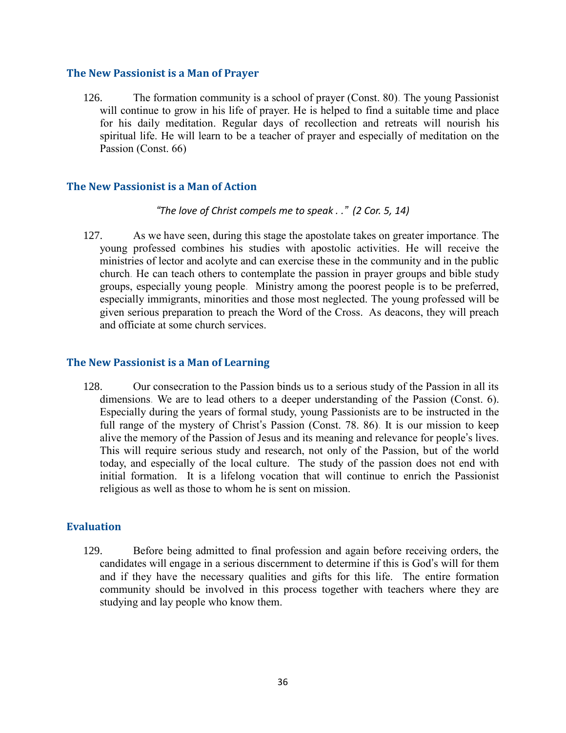### The New Passionist is a Man of Prayer

126. The formation community is a school of prayer (Const. 80). The young Passionist will continue to grow in his life of prayer. He is helped to find a suitable time and place for his daily meditation. Regular days of recollection and retreats will nourish his spiritual life. He will learn to be a teacher of prayer and especially of meditation on the Passion (Const. 66)

### The New Passionist is a Man of Action

*"The love of Christ compels me to speak . ." (2 Cor. 5, 14)*

127. As we have seen, during this stage the apostolate takes on greater importance. The young professed combines his studies with apostolic activities. He will receive the ministries of lector and acolyte and can exercise these in the community and in the public church. He can teach others to contemplate the passion in prayer groups and bible study groups, especially young people. Ministry among the poorest people is to be preferred, especially immigrants, minorities and those most neglected. The young professed will be given serious preparation to preach the Word of the Cross. As deacons, they will preach and officiate at some church services.

### The New Passionist is a Man of Learning

128. Our consecration to the Passion binds us to a serious study of the Passion in all its dimensions. We are to lead others to a deeper understanding of the Passion (Const. 6). Especially during the years of formal study, young Passionists are to be instructed in the full range of the mystery of Christ's Passion (Const. 78. 86). It is our mission to keep alive the memory of the Passion of Jesus and its meaning and relevance for people's lives. This will require serious study and research, not only of the Passion, but of the world today, and especially of the local culture. The study of the passion does not end with initial formation. It is a lifelong vocation that will continue to enrich the Passionist religious as well as those to whom he is sent on mission.

### Evaluation

129. Before being admitted to final profession and again before receiving orders, the candidates will engage in a serious discernment to determine if this is God's will for them and if they have the necessary qualities and gifts for this life. The entire formation community should be involved in this process together with teachers where they are studying and lay people who know them.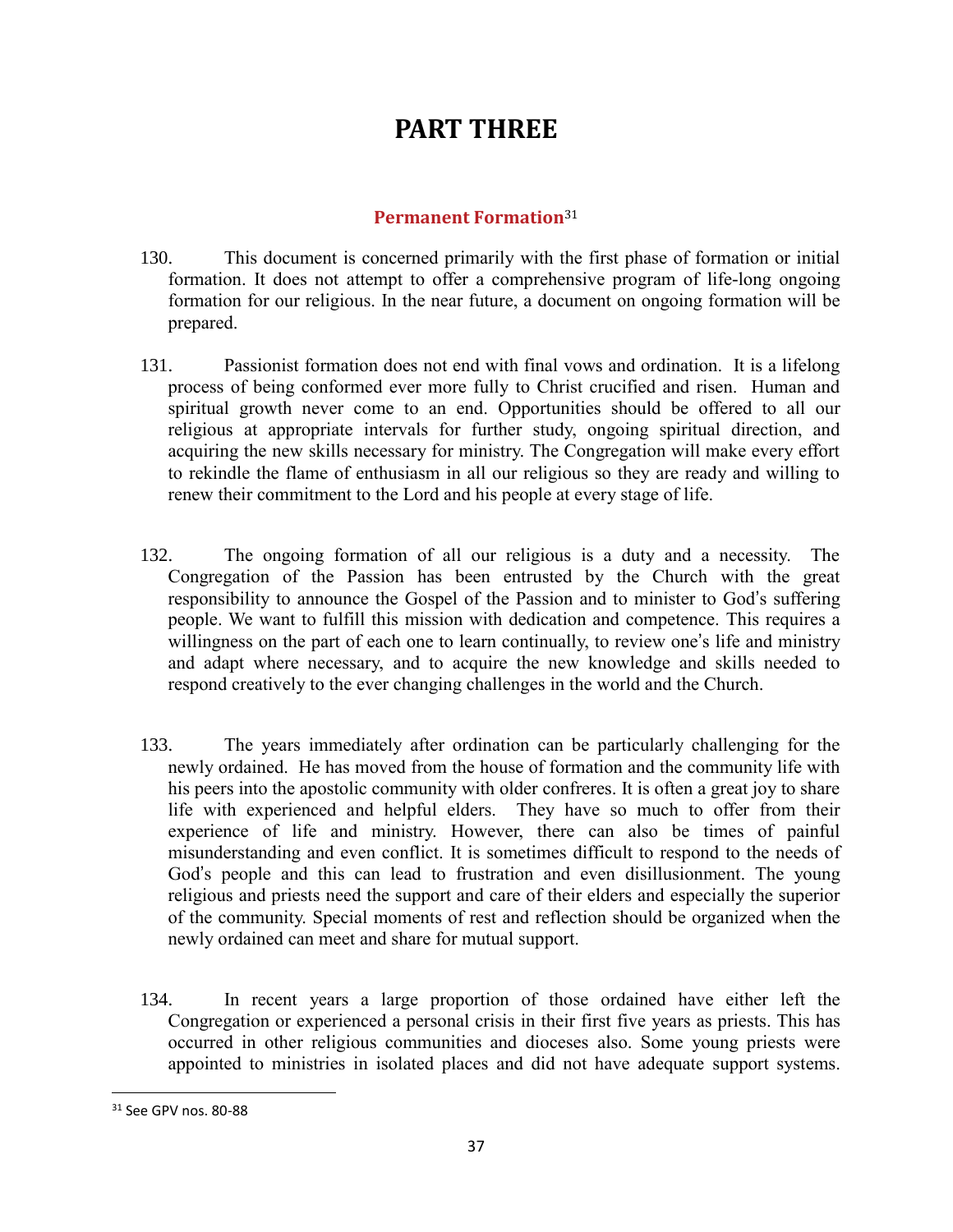# PART THREE

## Permanent Formation[31]

130. This document is concerned primarily with the first phase of formation or initial formation. It does not attempt to offer a comprehensive program of life-long ongoing formation for our religious. In the near future, a document on ongoing formation will be prepared.

131. Passionist formation does not end with final vows and ordination. It is a lifelong process of being conformed ever more fully to Christ crucified and risen. Human and spiritual growth never come to an end. Opportunities should be offered to all our religious at appropriate intervals for further study, ongoing spiritual direction, and acquiring the new skills necessary for ministry. The Congregation will make every effort to rekindle the flame of enthusiasm in all our religious so they are ready and willing to renew their commitment to the Lord and his people at every stage of life.

132. The ongoing formation of all our religious is a duty and a necessity. The Congregation of the Passion has been entrusted by the Church with the great responsibility to announce the Gospel of the Passion and to minister to God's suffering people. We want to fulfill this mission with dedication and competence. This requires a willingness on the part of each one to learn continually, to review one's life and ministry and adapt where necessary, and to acquire the new knowledge and skills needed to respond creatively to the ever changing challenges in the world and the Church.

133. The years immediately after ordination can be particularly challenging for the newly ordained. He has moved from the house of formation and the community life with his peers into the apostolic community with older confreres. It is often a great joy to share life with experienced and helpful elders. They have so much to offer from their experience of life and ministry. However, there can also be times of painful misunderstanding and even conflict. It is sometimes difficult to respond to the needs of God's people and this can lead to frustration and even disillusionment. The young religious and priests need the support and care of their elders and especially the superior of the community. Special moments of rest and reflection should be organized when the newly ordained can meet and share for mutual support.

134. In recent years a large proportion of those ordained have either left the Congregation or experienced a personal crisis in their first five years as priests. This has occurred in other religious communities and dioceses also. Some young priests were appointed to ministries in isolated places and did not have adequate support systems.

[31] See GPV nos. 80-88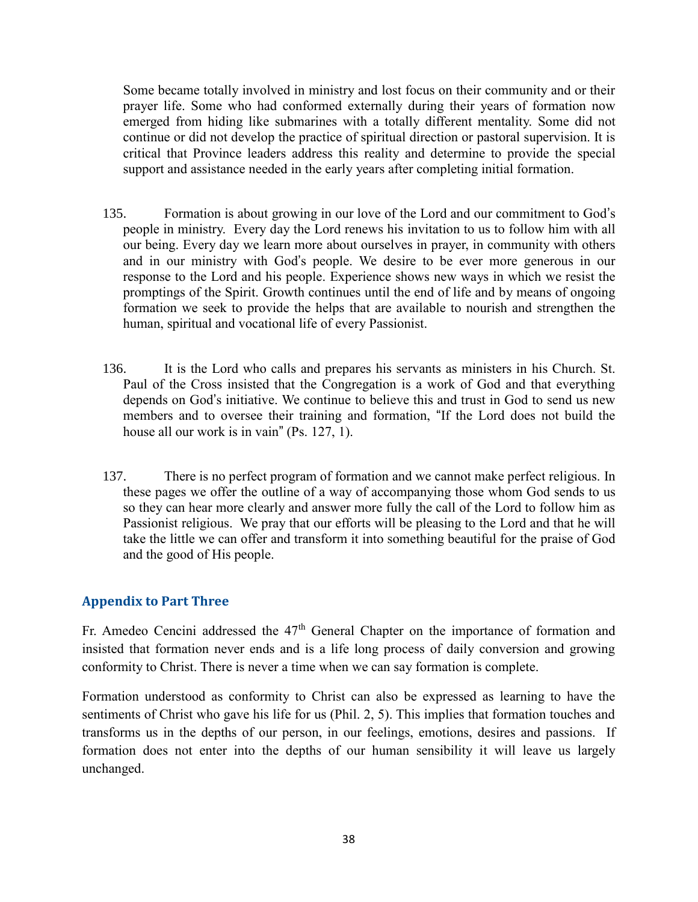Some became totally involved in ministry and lost focus on their community and or their prayer life. Some who had conformed externally during their years of formation now emerged from hiding like submarines with a totally different mentality. Some did not continue or did not develop the practice of spiritual direction or pastoral supervision. It is critical that Province leaders address this reality and determine to provide the special support and assistance needed in the early years after completing initial formation.

135. Formation is about growing in our love of the Lord and our commitment to God's people in ministry. Every day the Lord renews his invitation to us to follow him with all our being. Every day we learn more about ourselves in prayer, in community with others and in our ministry with God's people. We desire to be ever more generous in our response to the Lord and his people. Experience shows new ways in which we resist the promptings of the Spirit. Growth continues until the end of life and by means of ongoing formation we seek to provide the helps that are available to nourish and strengthen the human, spiritual and vocational life of every Passionist.

136. It is the Lord who calls and prepares his servants as ministers in his Church. St. Paul of the Cross insisted that the Congregation is a work of God and that everything depends on God's initiative. We continue to believe this and trust in God to send us new members and to oversee their training and formation, "If the Lord does not build the house all our work is in vain" (Ps. 127, 1).

137. There is no perfect program of formation and we cannot make perfect religious. In these pages we offer the outline of a way of accompanying those whom God sends to us so they can hear more clearly and answer more fully the call of the Lord to follow him as Passionist religious. We pray that our efforts will be pleasing to the Lord and that he will take the little we can offer and transform it into something beautiful for the praise of God and the good of His people.

## Appendix to Part Three

Fr. Amedeo Cencini addressed the 47th General Chapter on the importance of formation and insisted that formation never ends and is a life long process of daily conversion and growing conformity to Christ. There is never a time when we can say formation is complete.

Formation understood as conformity to Christ can also be expressed as learning to have the sentiments of Christ who gave his life for us (Phil. 2, 5). This implies that formation touches and transforms us in the depths of our person, in our feelings, emotions, desires and passions. If formation does not enter into the depths of our human sensibility it will leave us largely unchanged.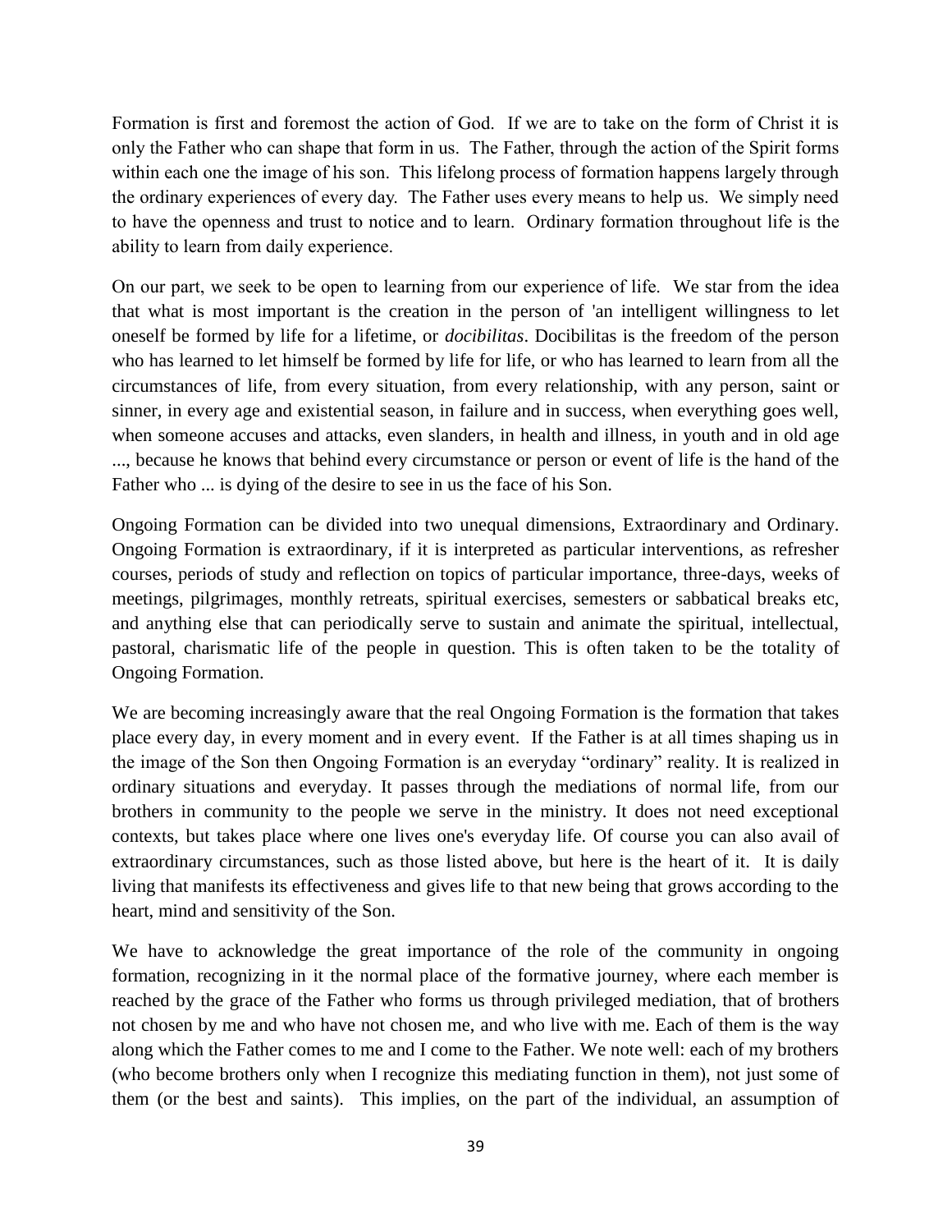Formation is first and foremost the action of God. If we are to take on the form of Christ it is only the Father who can shape that form in us. The Father, through the action of the Spirit forms within each one the image of his son. This lifelong process of formation happens largely through the ordinary experiences of every day. The Father uses every means to help us. We simply need to have the openness and trust to notice and to learn. Ordinary formation throughout life is the ability to learn from daily experience.

On our part, we seek to be open to learning from our experience of life. We star from the idea that what is most important is the creation in the person of 'an intelligent willingness to let oneself be formed by life for a lifetime, or *docibilitas*. Docibilitas is the freedom of the person who has learned to let himself be formed by life for life, or who has learned to learn from all the circumstances of life, from every situation, from every relationship, with any person, saint or sinner, in every age and existential season, in failure and in success, when everything goes well, when someone accuses and attacks, even slanders, in health and illness, in youth and in old age ..., because he knows that behind every circumstance or person or event of life is the hand of the Father who ... is dying of the desire to see in us the face of his Son.

Ongoing Formation can be divided into two unequal dimensions, Extraordinary and Ordinary. Ongoing Formation is extraordinary, if it is interpreted as particular interventions, as refresher courses, periods of study and reflection on topics of particular importance, three-days, weeks of meetings, pilgrimages, monthly retreats, spiritual exercises, semesters or sabbatical breaks etc, and anything else that can periodically serve to sustain and animate the spiritual, intellectual, pastoral, charismatic life of the people in question. This is often taken to be the totality of Ongoing Formation.

We are becoming increasingly aware that the real Ongoing Formation is the formation that takes place every day, in every moment and in every event. If the Father is at all times shaping us in the image of the Son then Ongoing Formation is an everyday "ordinary" reality. It is realized in ordinary situations and everyday. It passes through the mediations of normal life, from our brothers in community to the people we serve in the ministry. It does not need exceptional contexts, but takes place where one lives one's everyday life. Of course you can also avail of extraordinary circumstances, such as those listed above, but here is the heart of it. It is daily living that manifests its effectiveness and gives life to that new being that grows according to the heart, mind and sensitivity of the Son.

We have to acknowledge the great importance of the role of the community in ongoing formation, recognizing in it the normal place of the formative journey, where each member is reached by the grace of the Father who forms us through privileged mediation, that of brothers not chosen by me and who have not chosen me, and who live with me. Each of them is the way along which the Father comes to me and I come to the Father. We note well: each of my brothers (who become brothers only when I recognize this mediating function in them), not just some of them (or the best and saints). This implies, on the part of the individual, an assumption of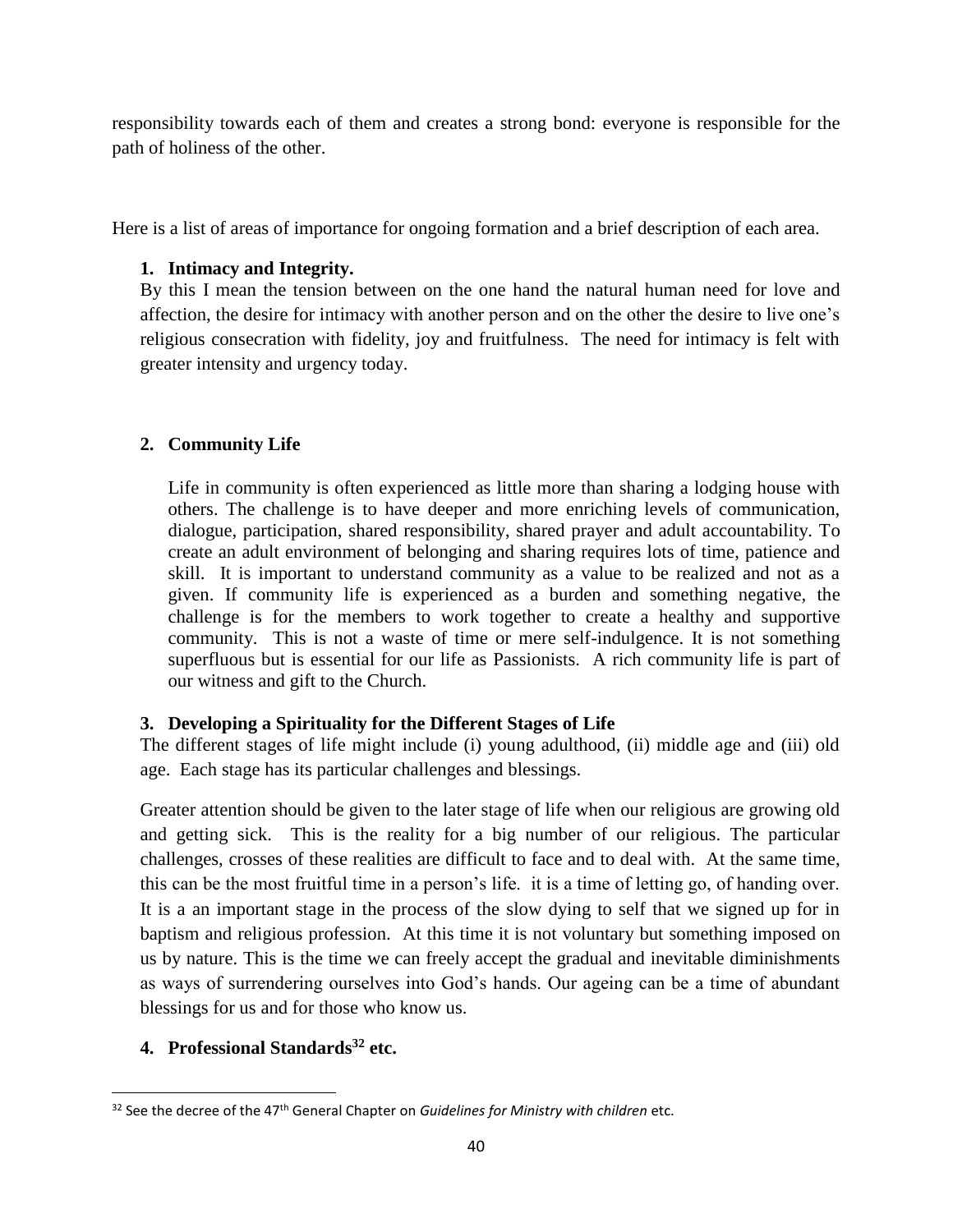responsibility towards each of them and creates a strong bond: everyone is responsible for the path of holiness of the other.

Here is a list of areas of importance for ongoing formation and a brief description of each area.

1. **Intimacy and Integrity.**

   By this I mean the tension between on the one hand the natural human need for love and affection, the desire for intimacy with another person and on the other the desire to live one's religious consecration with fidelity, joy and fruitfulness. The need for intimacy is felt with greater intensity and urgency today.

2. **Community Life**

   Life in community is often experienced as little more than sharing a lodging house with others. The challenge is to have deeper and more enriching levels of communication, dialogue, participation, shared responsibility, shared prayer and adult accountability. To create an adult environment of belonging and sharing requires lots of time, patience and skill. It is important to understand community as a value to be realized and not as a given. If community life is experienced as a burden and something negative, the challenge is for the members to work together to create a healthy and supportive community. This is not a waste of time or mere self-indulgence. It is not something superfluous but is essential for our life as Passionists. A rich community life is part of our witness and gift to the Church.

3. **Developing a Spirituality for the Different Stages of Life**

   The different stages of life might include (i) young adulthood, (ii) middle age and (iii) old age. Each stage has its particular challenges and blessings.

   Greater attention should be given to the later stage of life when our religious are growing old and getting sick. This is the reality for a big number of our religious. The particular challenges, crosses of these realities are difficult to face and to deal with. At the same time, this can be the most fruitful time in a person's life. it is a time of letting go, of handing over. It is a an important stage in the process of the slow dying to self that we signed up for in baptism and religious profession. At this time it is not voluntary but something imposed on us by nature. This is the time we can freely accept the gradual and inevitable diminishments as ways of surrendering ourselves into God's hands. Our ageing can be a time of abundant blessings for us and for those who know us.

4. **Professional Standards[32] etc.**

---

[32] See the decree of the 47th General Chapter on *Guidelines for Ministry with children* etc.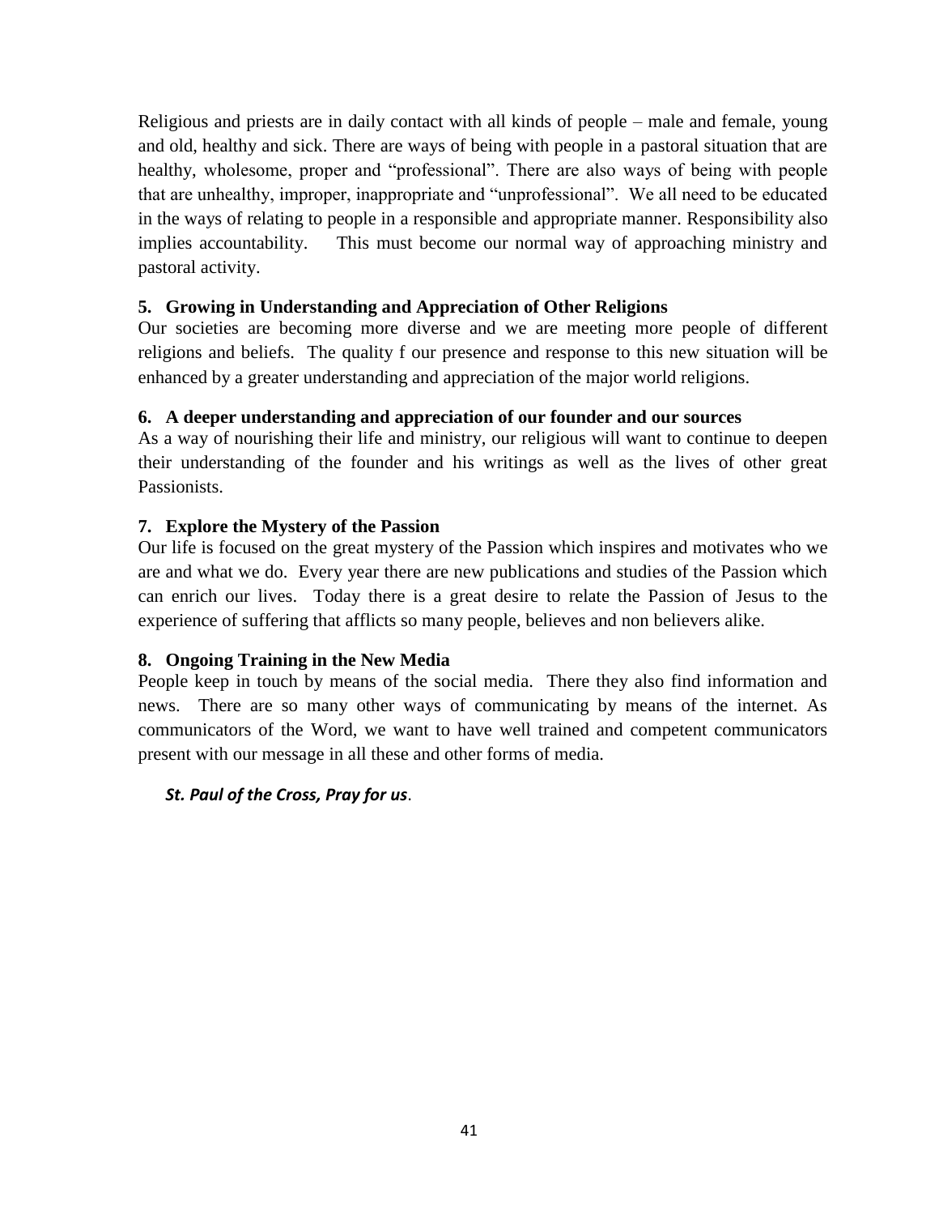Religious and priests are in daily contact with all kinds of people – male and female, young and old, healthy and sick. There are ways of being with people in a pastoral situation that are healthy, wholesome, proper and "professional". There are also ways of being with people that are unhealthy, improper, inappropriate and "unprofessional". We all need to be educated in the ways of relating to people in a responsible and appropriate manner. Responsibility also implies accountability. This must become our normal way of approaching ministry and pastoral activity.

**5. Growing in Understanding and Appreciation of Other Religions**

Our societies are becoming more diverse and we are meeting more people of different religions and beliefs. The quality f our presence and response to this new situation will be enhanced by a greater understanding and appreciation of the major world religions.

**6. A deeper understanding and appreciation of our founder and our sources**

As a way of nourishing their life and ministry, our religious will want to continue to deepen their understanding of the founder and his writings as well as the lives of other great Passionists.

**7. Explore the Mystery of the Passion**

Our life is focused on the great mystery of the Passion which inspires and motivates who we are and what we do. Every year there are new publications and studies of the Passion which can enrich our lives. Today there is a great desire to relate the Passion of Jesus to the experience of suffering that afflicts so many people, believes and non believers alike.

**8. Ongoing Training in the New Media**

People keep in touch by means of the social media. There they also find information and news. There are so many other ways of communicating by means of the internet. As communicators of the Word, we want to have well trained and competent communicators present with our message in all these and other forms of media.

***St. Paul of the Cross, Pray for us*.**